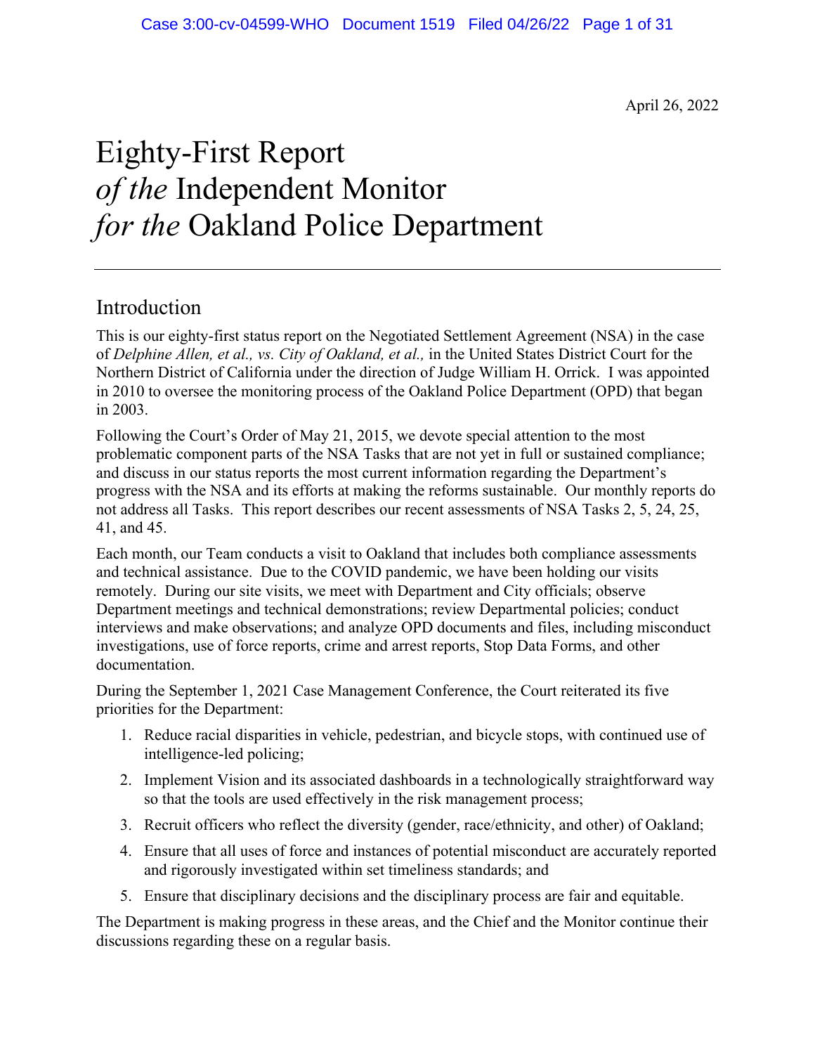April 26, 2022

# Eighty-First Report *of the* Independent Monitor *for the* Oakland Police Department

## Introduction

This is our eighty-first status report on the Negotiated Settlement Agreement (NSA) in the case of *Delphine Allen, et al., vs. City of Oakland, et al.,* in the United States District Court for the Northern District of California under the direction of Judge William H. Orrick. I was appointed in 2010 to oversee the monitoring process of the Oakland Police Department (OPD) that began in 2003.

Following the Court's Order of May 21, 2015, we devote special attention to the most problematic component parts of the NSA Tasks that are not yet in full or sustained compliance; and discuss in our status reports the most current information regarding the Department's progress with the NSA and its efforts at making the reforms sustainable. Our monthly reports do not address all Tasks. This report describes our recent assessments of NSA Tasks 2, 5, 24, 25, 41, and 45.

Each month, our Team conducts a visit to Oakland that includes both compliance assessments and technical assistance. Due to the COVID pandemic, we have been holding our visits remotely. During our site visits, we meet with Department and City officials; observe Department meetings and technical demonstrations; review Departmental policies; conduct interviews and make observations; and analyze OPD documents and files, including misconduct investigations, use of force reports, crime and arrest reports, Stop Data Forms, and other documentation.

During the September 1, 2021 Case Management Conference, the Court reiterated its five priorities for the Department:

1. Reduce racial disparities in vehicle, pedestrian, and bicycle stops, with continued use of intelligence-led policing;
2. Implement Vision and its associated dashboards in a technologically straightforward way so that the tools are used effectively in the risk management process;
3. Recruit officers who reflect the diversity (gender, race/ethnicity, and other) of Oakland;
4. Ensure that all uses of force and instances of potential misconduct are accurately reported and rigorously investigated within set timeliness standards; and
5. Ensure that disciplinary decisions and the disciplinary process are fair and equitable.

The Department is making progress in these areas, and the Chief and the Monitor continue their discussions regarding these on a regular basis.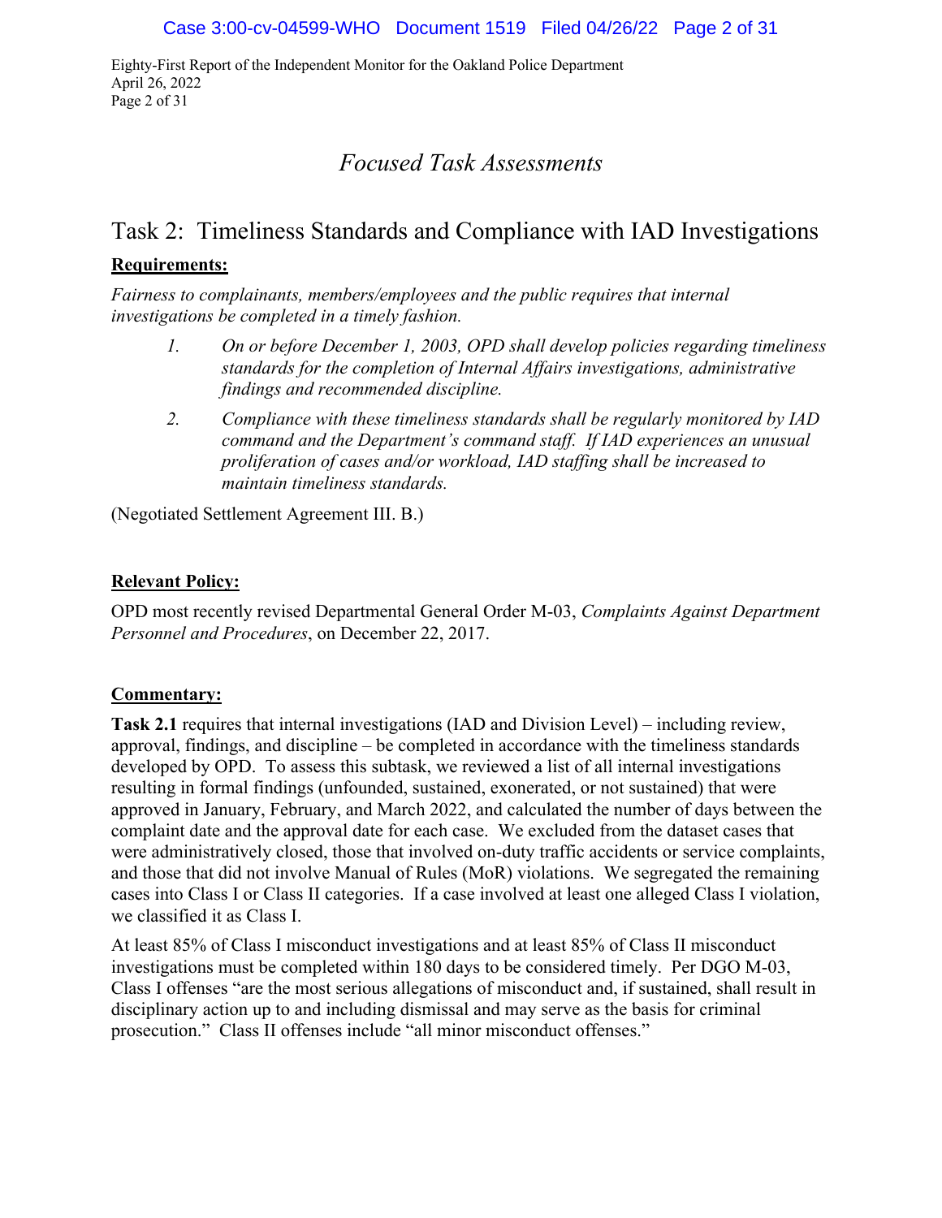## *Focused Task Assessments*

## Task 2: Timeliness Standards and Compliance with IAD Investigations

**Requirements:**

*Fairness to complainants, members/employees and the public requires that internal investigations be completed in a timely fashion.*

1. *On or before December 1, 2003, OPD shall develop policies regarding timeliness standards for the completion of Internal Affairs investigations, administrative findings and recommended discipline.*
2. *Compliance with these timeliness standards shall be regularly monitored by IAD command and the Department's command staff. If IAD experiences an unusual proliferation of cases and/or workload, IAD staffing shall be increased to maintain timeliness standards.*

(Negotiated Settlement Agreement III. B.)

**Relevant Policy:**

OPD most recently revised Departmental General Order M-03, *Complaints Against Department Personnel and Procedures*, on December 22, 2017.

**Commentary:**

**Task 2.1** requires that internal investigations (IAD and Division Level) – including review, approval, findings, and discipline – be completed in accordance with the timeliness standards developed by OPD. To assess this subtask, we reviewed a list of all internal investigations resulting in formal findings (unfounded, sustained, exonerated, or not sustained) that were approved in January, February, and March 2022, and calculated the number of days between the complaint date and the approval date for each case. We excluded from the dataset cases that were administratively closed, those that involved on-duty traffic accidents or service complaints, and those that did not involve Manual of Rules (MoR) violations. We segregated the remaining cases into Class I or Class II categories. If a case involved at least one alleged Class I violation, we classified it as Class I.

At least 85% of Class I misconduct investigations and at least 85% of Class II misconduct investigations must be completed within 180 days to be considered timely. Per DGO M-03, Class I offenses "are the most serious allegations of misconduct and, if sustained, shall result in disciplinary action up to and including dismissal and may serve as the basis for criminal prosecution." Class II offenses include "all minor misconduct offenses."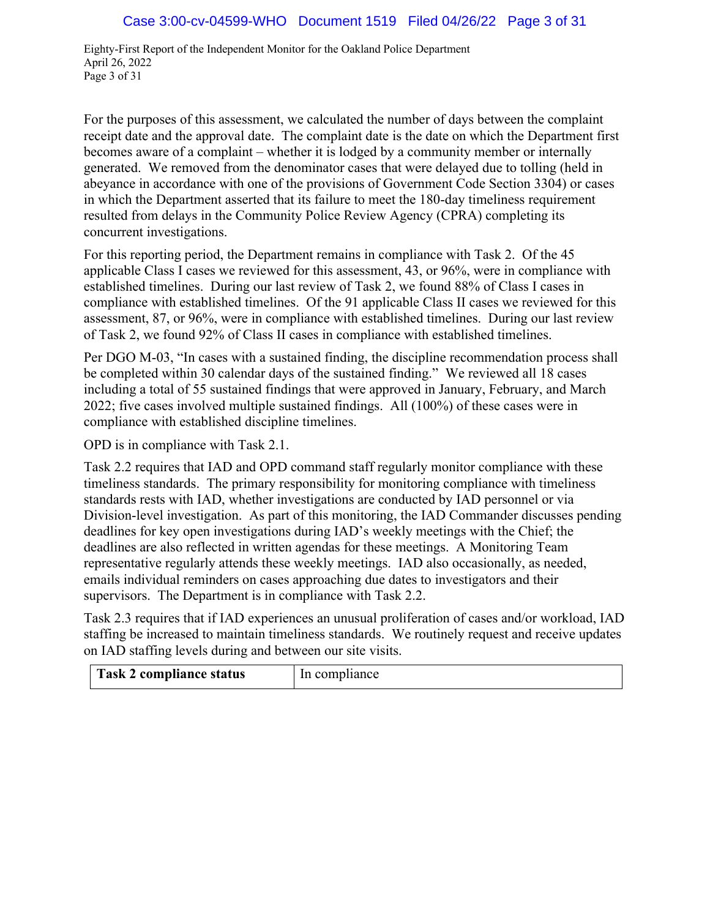For the purposes of this assessment, we calculated the number of days between the complaint receipt date and the approval date. The complaint date is the date on which the Department first becomes aware of a complaint – whether it is lodged by a community member or internally generated. We removed from the denominator cases that were delayed due to tolling (held in abeyance in accordance with one of the provisions of Government Code Section 3304) or cases in which the Department asserted that its failure to meet the 180-day timeliness requirement resulted from delays in the Community Police Review Agency (CPRA) completing its concurrent investigations.

For this reporting period, the Department remains in compliance with Task 2. Of the 45 applicable Class I cases we reviewed for this assessment, 43, or 96%, were in compliance with established timelines. During our last review of Task 2, we found 88% of Class I cases in compliance with established timelines. Of the 91 applicable Class II cases we reviewed for this assessment, 87, or 96%, were in compliance with established timelines. During our last review of Task 2, we found 92% of Class II cases in compliance with established timelines.

Per DGO M-03, "In cases with a sustained finding, the discipline recommendation process shall be completed within 30 calendar days of the sustained finding." We reviewed all 18 cases including a total of 55 sustained findings that were approved in January, February, and March 2022; five cases involved multiple sustained findings. All (100%) of these cases were in compliance with established discipline timelines.

OPD is in compliance with Task 2.1.

Task 2.2 requires that IAD and OPD command staff regularly monitor compliance with these timeliness standards. The primary responsibility for monitoring compliance with timeliness standards rests with IAD, whether investigations are conducted by IAD personnel or via Division-level investigation. As part of this monitoring, the IAD Commander discusses pending deadlines for key open investigations during IAD's weekly meetings with the Chief; the deadlines are also reflected in written agendas for these meetings. A Monitoring Team representative regularly attends these weekly meetings. IAD also occasionally, as needed, emails individual reminders on cases approaching due dates to investigators and their supervisors. The Department is in compliance with Task 2.2.

Task 2.3 requires that if IAD experiences an unusual proliferation of cases and/or workload, IAD staffing be increased to maintain timeliness standards. We routinely request and receive updates on IAD staffing levels during and between our site visits.

| **Task 2 compliance status** | In compliance |
|---|---|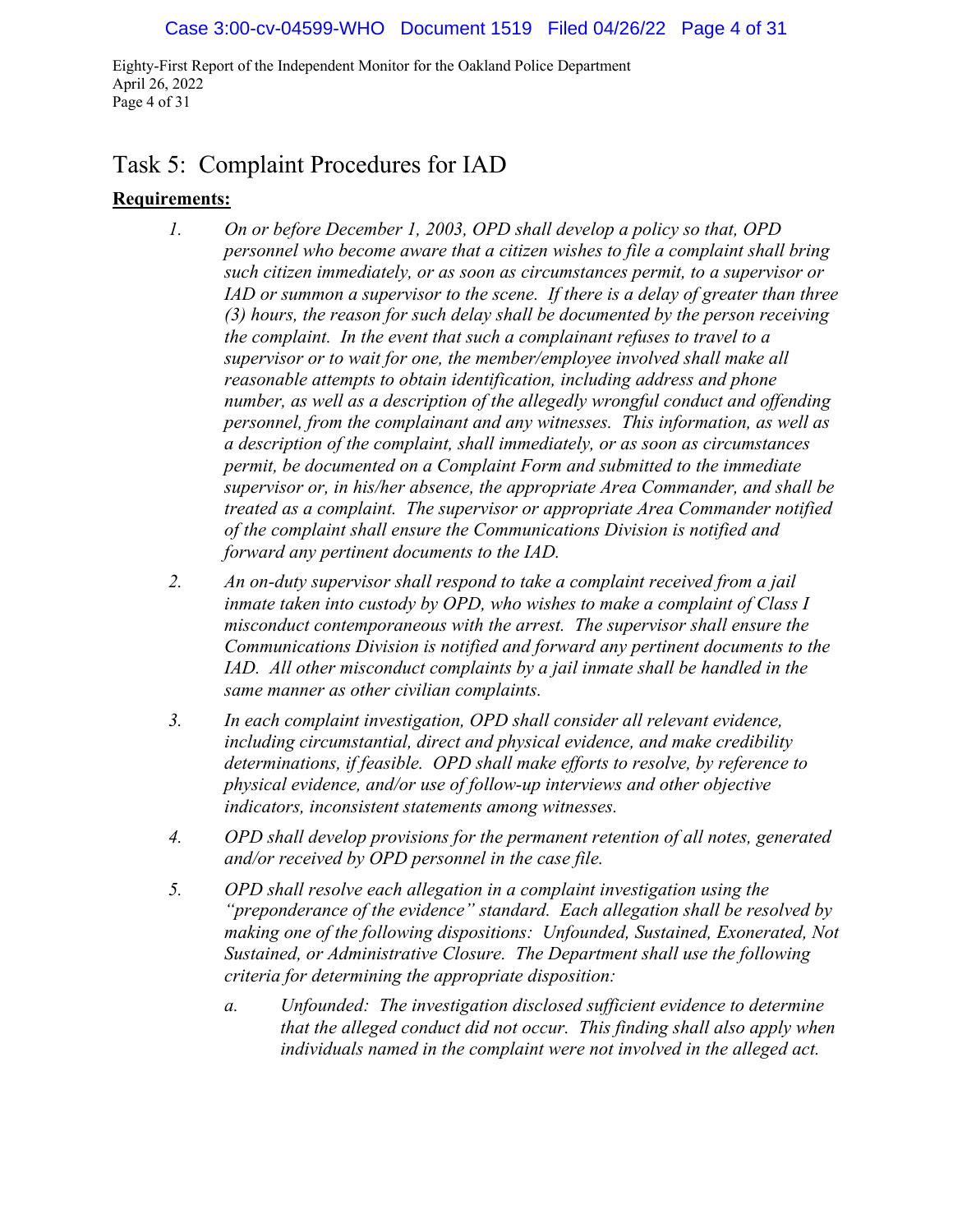## Task 5: Complaint Procedures for IAD

**Requirements:**

1. *On or before December 1, 2003, OPD shall develop a policy so that, OPD personnel who become aware that a citizen wishes to file a complaint shall bring such citizen immediately, or as soon as circumstances permit, to a supervisor or IAD or summon a supervisor to the scene. If there is a delay of greater than three (3) hours, the reason for such delay shall be documented by the person receiving the complaint. In the event that such a complainant refuses to travel to a supervisor or to wait for one, the member/employee involved shall make all reasonable attempts to obtain identification, including address and phone number, as well as a description of the allegedly wrongful conduct and offending personnel, from the complainant and any witnesses. This information, as well as a description of the complaint, shall immediately, or as soon as circumstances permit, be documented on a Complaint Form and submitted to the immediate supervisor or, in his/her absence, the appropriate Area Commander, and shall be treated as a complaint. The supervisor or appropriate Area Commander notified of the complaint shall ensure the Communications Division is notified and forward any pertinent documents to the IAD.*

2. *An on-duty supervisor shall respond to take a complaint received from a jail inmate taken into custody by OPD, who wishes to make a complaint of Class I misconduct contemporaneous with the arrest. The supervisor shall ensure the Communications Division is notified and forward any pertinent documents to the IAD. All other misconduct complaints by a jail inmate shall be handled in the same manner as other civilian complaints.*

3. *In each complaint investigation, OPD shall consider all relevant evidence, including circumstantial, direct and physical evidence, and make credibility determinations, if feasible. OPD shall make efforts to resolve, by reference to physical evidence, and/or use of follow-up interviews and other objective indicators, inconsistent statements among witnesses.*

4. *OPD shall develop provisions for the permanent retention of all notes, generated and/or received by OPD personnel in the case file.*

5. *OPD shall resolve each allegation in a complaint investigation using the "preponderance of the evidence" standard. Each allegation shall be resolved by making one of the following dispositions: Unfounded, Sustained, Exonerated, Not Sustained, or Administrative Closure. The Department shall use the following criteria for determining the appropriate disposition:*

    a. *Unfounded: The investigation disclosed sufficient evidence to determine that the alleged conduct did not occur. This finding shall also apply when individuals named in the complaint were not involved in the alleged act.*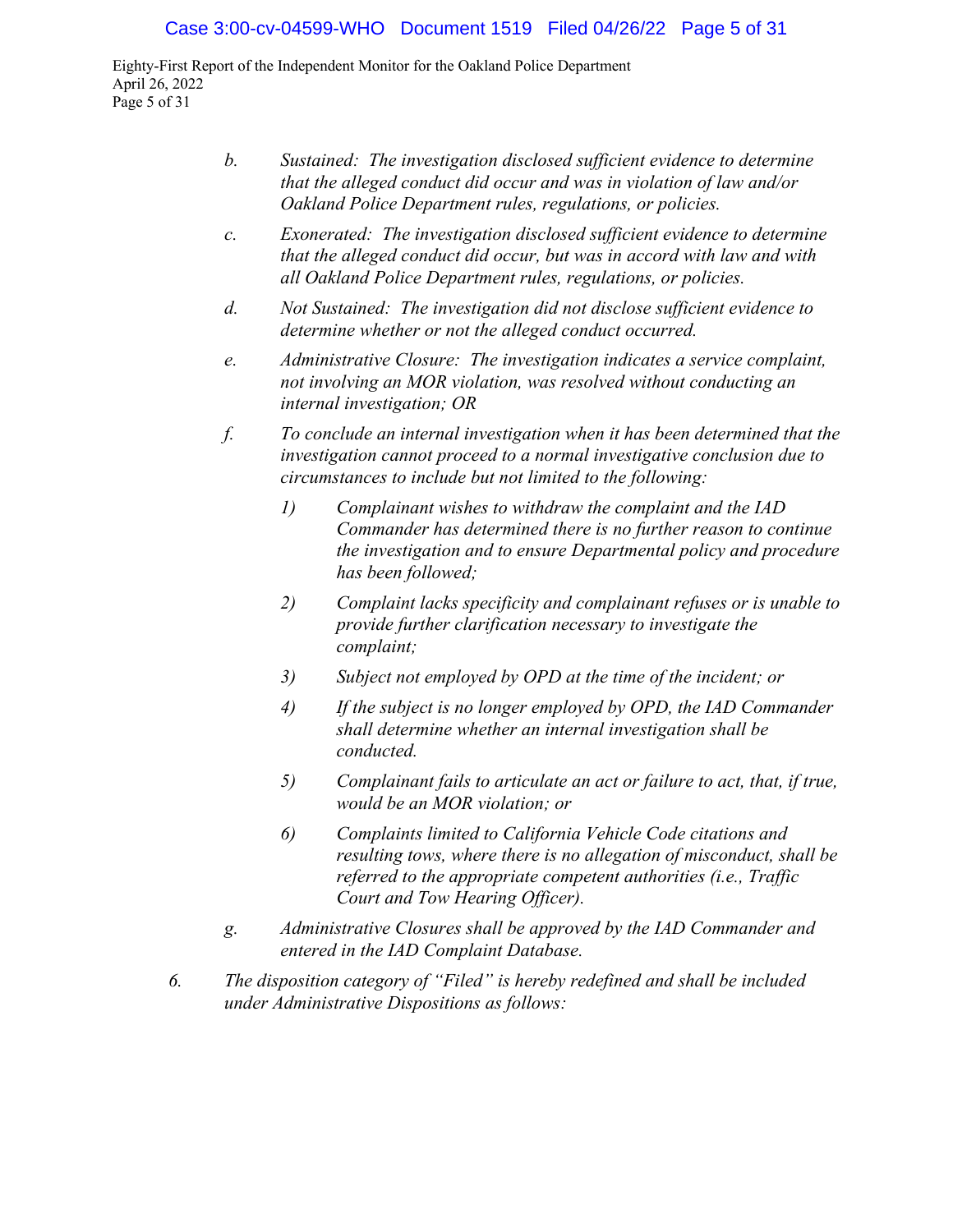*b. Sustained: The investigation disclosed sufficient evidence to determine that the alleged conduct did occur and was in violation of law and/or Oakland Police Department rules, regulations, or policies.*

*c. Exonerated: The investigation disclosed sufficient evidence to determine that the alleged conduct did occur, but was in accord with law and with all Oakland Police Department rules, regulations, or policies.*

*d. Not Sustained: The investigation did not disclose sufficient evidence to determine whether or not the alleged conduct occurred.*

*e. Administrative Closure: The investigation indicates a service complaint, not involving an MOR violation, was resolved without conducting an internal investigation; OR*

*f. To conclude an internal investigation when it has been determined that the investigation cannot proceed to a normal investigative conclusion due to circumstances to include but not limited to the following:*

*1) Complainant wishes to withdraw the complaint and the IAD Commander has determined there is no further reason to continue the investigation and to ensure Departmental policy and procedure has been followed;*

*2) Complaint lacks specificity and complainant refuses or is unable to provide further clarification necessary to investigate the complaint;*

*3) Subject not employed by OPD at the time of the incident; or*

*4) If the subject is no longer employed by OPD, the IAD Commander shall determine whether an internal investigation shall be conducted.*

*5) Complainant fails to articulate an act or failure to act, that, if true, would be an MOR violation; or*

*6) Complaints limited to California Vehicle Code citations and resulting tows, where there is no allegation of misconduct, shall be referred to the appropriate competent authorities (i.e., Traffic Court and Tow Hearing Officer).*

*g. Administrative Closures shall be approved by the IAD Commander and entered in the IAD Complaint Database.*

*6. The disposition category of "Filed" is hereby redefined and shall be included under Administrative Dispositions as follows:*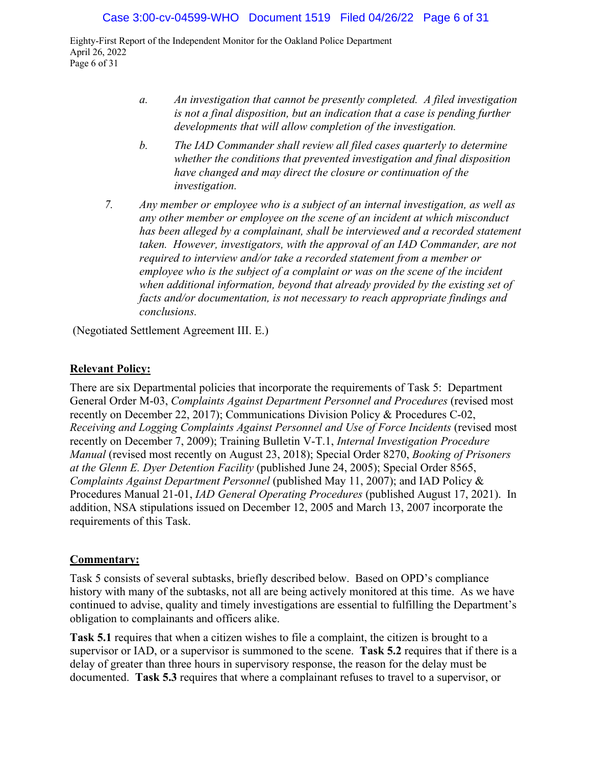> a. *An investigation that cannot be presently completed. A filed investigation is not a final disposition, but an indication that a case is pending further developments that will allow completion of the investigation.*
>
> b. *The IAD Commander shall review all filed cases quarterly to determine whether the conditions that prevented investigation and final disposition have changed and may direct the closure or continuation of the investigation.*

7. *Any member or employee who is a subject of an internal investigation, as well as any other member or employee on the scene of an incident at which misconduct has been alleged by a complainant, shall be interviewed and a recorded statement taken. However, investigators, with the approval of an IAD Commander, are not required to interview and/or take a recorded statement from a member or employee who is the subject of a complaint or was on the scene of the incident when additional information, beyond that already provided by the existing set of facts and/or documentation, is not necessary to reach appropriate findings and conclusions.*

(Negotiated Settlement Agreement III. E.)

**Relevant Policy:**

There are six Departmental policies that incorporate the requirements of Task 5: Department General Order M-03, *Complaints Against Department Personnel and Procedures* (revised most recently on December 22, 2017); Communications Division Policy & Procedures C-02, *Receiving and Logging Complaints Against Personnel and Use of Force Incidents* (revised most recently on December 7, 2009); Training Bulletin V-T.1, *Internal Investigation Procedure Manual* (revised most recently on August 23, 2018); Special Order 8270, *Booking of Prisoners at the Glenn E. Dyer Detention Facility* (published June 24, 2005); Special Order 8565, *Complaints Against Department Personnel* (published May 11, 2007); and IAD Policy & Procedures Manual 21-01, *IAD General Operating Procedures* (published August 17, 2021). In addition, NSA stipulations issued on December 12, 2005 and March 13, 2007 incorporate the requirements of this Task.

**Commentary:**

Task 5 consists of several subtasks, briefly described below. Based on OPD's compliance history with many of the subtasks, not all are being actively monitored at this time. As we have continued to advise, quality and timely investigations are essential to fulfilling the Department's obligation to complainants and officers alike.

**Task 5.1** requires that when a citizen wishes to file a complaint, the citizen is brought to a supervisor or IAD, or a supervisor is summoned to the scene. **Task 5.2** requires that if there is a delay of greater than three hours in supervisory response, the reason for the delay must be documented. **Task 5.3** requires that where a complainant refuses to travel to a supervisor, or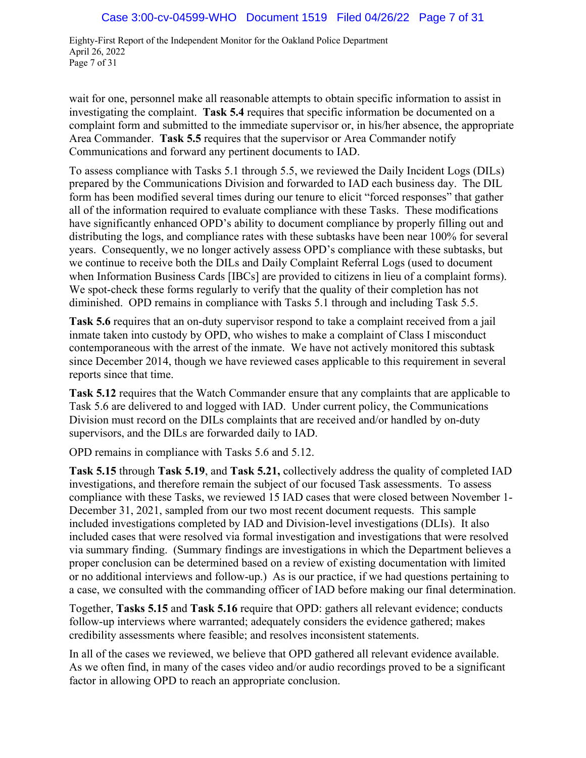wait for one, personnel make all reasonable attempts to obtain specific information to assist in investigating the complaint. **Task 5.4** requires that specific information be documented on a complaint form and submitted to the immediate supervisor or, in his/her absence, the appropriate Area Commander. **Task 5.5** requires that the supervisor or Area Commander notify Communications and forward any pertinent documents to IAD.

To assess compliance with Tasks 5.1 through 5.5, we reviewed the Daily Incident Logs (DILs) prepared by the Communications Division and forwarded to IAD each business day. The DIL form has been modified several times during our tenure to elicit "forced responses" that gather all of the information required to evaluate compliance with these Tasks. These modifications have significantly enhanced OPD's ability to document compliance by properly filling out and distributing the logs, and compliance rates with these subtasks have been near 100% for several years. Consequently, we no longer actively assess OPD's compliance with these subtasks, but we continue to receive both the DILs and Daily Complaint Referral Logs (used to document when Information Business Cards [IBCs] are provided to citizens in lieu of a complaint forms). We spot-check these forms regularly to verify that the quality of their completion has not diminished. OPD remains in compliance with Tasks 5.1 through and including Task 5.5.

**Task 5.6** requires that an on-duty supervisor respond to take a complaint received from a jail inmate taken into custody by OPD, who wishes to make a complaint of Class I misconduct contemporaneous with the arrest of the inmate. We have not actively monitored this subtask since December 2014, though we have reviewed cases applicable to this requirement in several reports since that time.

**Task 5.12** requires that the Watch Commander ensure that any complaints that are applicable to Task 5.6 are delivered to and logged with IAD. Under current policy, the Communications Division must record on the DILs complaints that are received and/or handled by on-duty supervisors, and the DILs are forwarded daily to IAD.

OPD remains in compliance with Tasks 5.6 and 5.12.

**Task 5.15** through **Task 5.19**, and **Task 5.21,** collectively address the quality of completed IAD investigations, and therefore remain the subject of our focused Task assessments. To assess compliance with these Tasks, we reviewed 15 IAD cases that were closed between November 1-December 31, 2021, sampled from our two most recent document requests. This sample included investigations completed by IAD and Division-level investigations (DLIs). It also included cases that were resolved via formal investigation and investigations that were resolved via summary finding. (Summary findings are investigations in which the Department believes a proper conclusion can be determined based on a review of existing documentation with limited or no additional interviews and follow-up.) As is our practice, if we had questions pertaining to a case, we consulted with the commanding officer of IAD before making our final determination.

Together, **Tasks 5.15** and **Task 5.16** require that OPD: gathers all relevant evidence; conducts follow-up interviews where warranted; adequately considers the evidence gathered; makes credibility assessments where feasible; and resolves inconsistent statements.

In all of the cases we reviewed, we believe that OPD gathered all relevant evidence available. As we often find, in many of the cases video and/or audio recordings proved to be a significant factor in allowing OPD to reach an appropriate conclusion.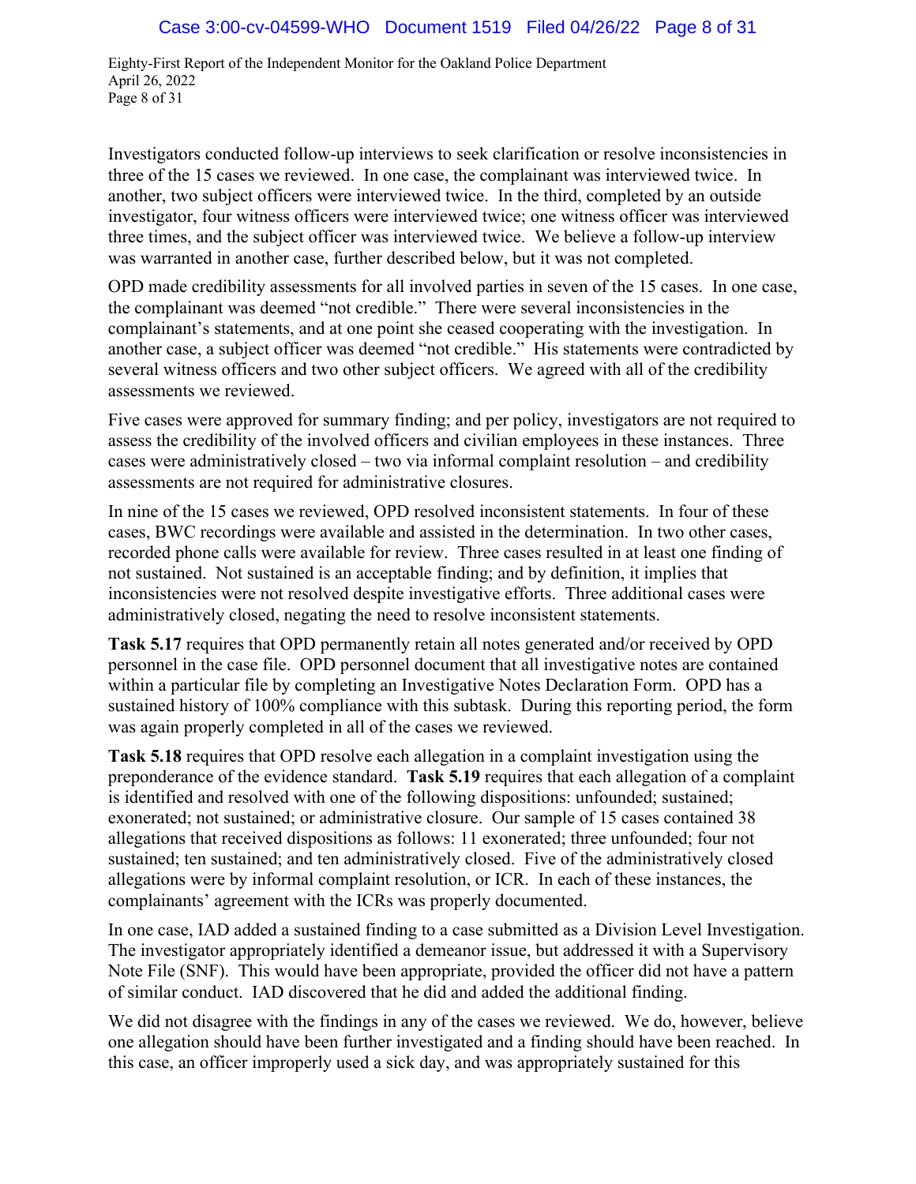Investigators conducted follow-up interviews to seek clarification or resolve inconsistencies in three of the 15 cases we reviewed. In one case, the complainant was interviewed twice. In another, two subject officers were interviewed twice. In the third, completed by an outside investigator, four witness officers were interviewed twice; one witness officer was interviewed three times, and the subject officer was interviewed twice. We believe a follow-up interview was warranted in another case, further described below, but it was not completed.

OPD made credibility assessments for all involved parties in seven of the 15 cases. In one case, the complainant was deemed "not credible." There were several inconsistencies in the complainant's statements, and at one point she ceased cooperating with the investigation. In another case, a subject officer was deemed "not credible." His statements were contradicted by several witness officers and two other subject officers. We agreed with all of the credibility assessments we reviewed.

Five cases were approved for summary finding; and per policy, investigators are not required to assess the credibility of the involved officers and civilian employees in these instances. Three cases were administratively closed – two via informal complaint resolution – and credibility assessments are not required for administrative closures.

In nine of the 15 cases we reviewed, OPD resolved inconsistent statements. In four of these cases, BWC recordings were available and assisted in the determination. In two other cases, recorded phone calls were available for review. Three cases resulted in at least one finding of not sustained. Not sustained is an acceptable finding; and by definition, it implies that inconsistencies were not resolved despite investigative efforts. Three additional cases were administratively closed, negating the need to resolve inconsistent statements.

**Task 5.17** requires that OPD permanently retain all notes generated and/or received by OPD personnel in the case file. OPD personnel document that all investigative notes are contained within a particular file by completing an Investigative Notes Declaration Form. OPD has a sustained history of 100% compliance with this subtask. During this reporting period, the form was again properly completed in all of the cases we reviewed.

**Task 5.18** requires that OPD resolve each allegation in a complaint investigation using the preponderance of the evidence standard. **Task 5.19** requires that each allegation of a complaint is identified and resolved with one of the following dispositions: unfounded; sustained; exonerated; not sustained; or administrative closure. Our sample of 15 cases contained 38 allegations that received dispositions as follows: 11 exonerated; three unfounded; four not sustained; ten sustained; and ten administratively closed. Five of the administratively closed allegations were by informal complaint resolution, or ICR. In each of these instances, the complainants' agreement with the ICRs was properly documented.

In one case, IAD added a sustained finding to a case submitted as a Division Level Investigation. The investigator appropriately identified a demeanor issue, but addressed it with a Supervisory Note File (SNF). This would have been appropriate, provided the officer did not have a pattern of similar conduct. IAD discovered that he did and added the additional finding.

We did not disagree with the findings in any of the cases we reviewed. We do, however, believe one allegation should have been further investigated and a finding should have been reached. In this case, an officer improperly used a sick day, and was appropriately sustained for this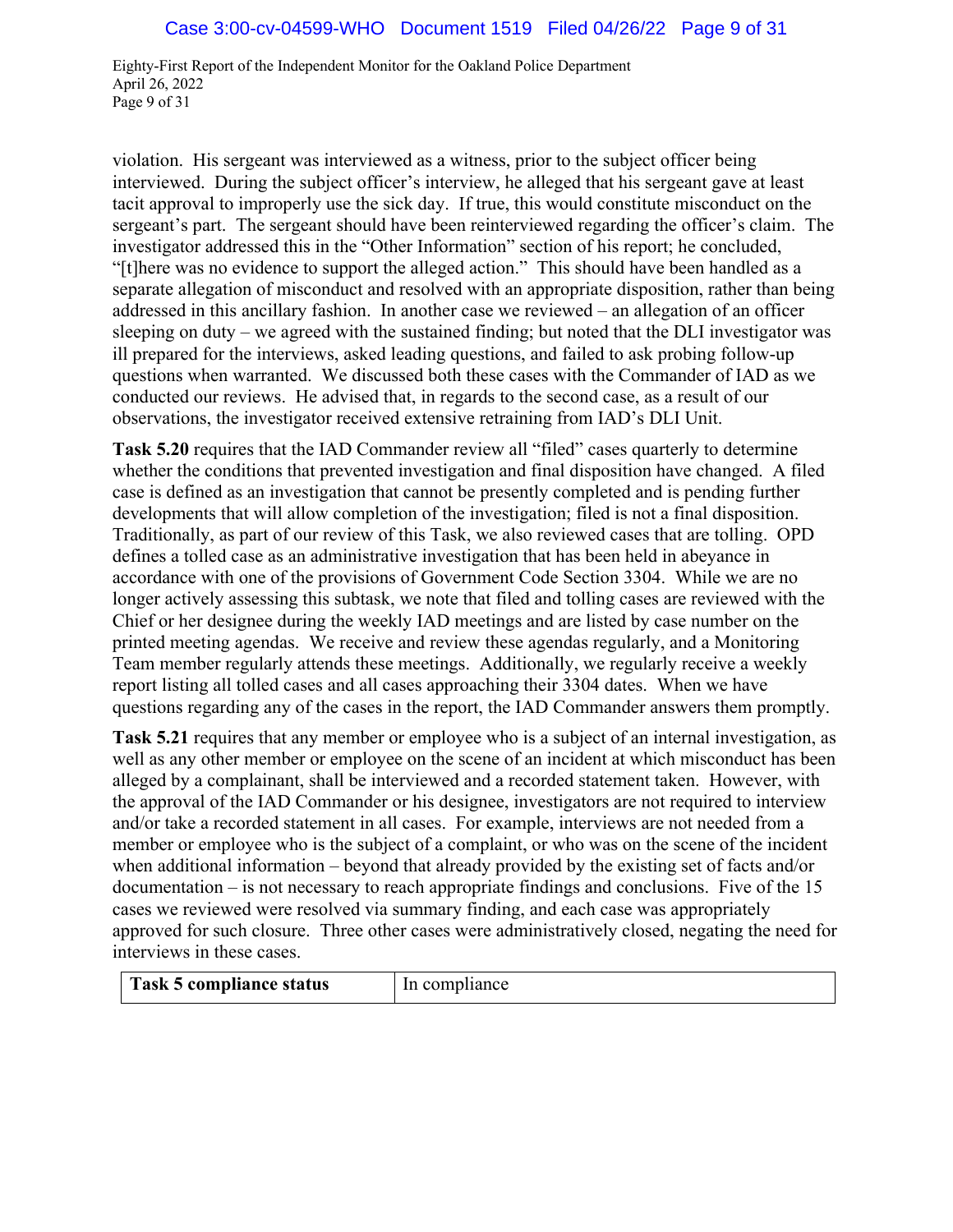violation. His sergeant was interviewed as a witness, prior to the subject officer being interviewed. During the subject officer's interview, he alleged that his sergeant gave at least tacit approval to improperly use the sick day. If true, this would constitute misconduct on the sergeant's part. The sergeant should have been reinterviewed regarding the officer's claim. The investigator addressed this in the "Other Information" section of his report; he concluded, "[t]here was no evidence to support the alleged action." This should have been handled as a separate allegation of misconduct and resolved with an appropriate disposition, rather than being addressed in this ancillary fashion. In another case we reviewed – an allegation of an officer sleeping on duty – we agreed with the sustained finding; but noted that the DLI investigator was ill prepared for the interviews, asked leading questions, and failed to ask probing follow-up questions when warranted. We discussed both these cases with the Commander of IAD as we conducted our reviews. He advised that, in regards to the second case, as a result of our observations, the investigator received extensive retraining from IAD's DLI Unit.

**Task 5.20** requires that the IAD Commander review all "filed" cases quarterly to determine whether the conditions that prevented investigation and final disposition have changed. A filed case is defined as an investigation that cannot be presently completed and is pending further developments that will allow completion of the investigation; filed is not a final disposition. Traditionally, as part of our review of this Task, we also reviewed cases that are tolling. OPD defines a tolled case as an administrative investigation that has been held in abeyance in accordance with one of the provisions of Government Code Section 3304. While we are no longer actively assessing this subtask, we note that filed and tolling cases are reviewed with the Chief or her designee during the weekly IAD meetings and are listed by case number on the printed meeting agendas. We receive and review these agendas regularly, and a Monitoring Team member regularly attends these meetings. Additionally, we regularly receive a weekly report listing all tolled cases and all cases approaching their 3304 dates. When we have questions regarding any of the cases in the report, the IAD Commander answers them promptly.

**Task 5.21** requires that any member or employee who is a subject of an internal investigation, as well as any other member or employee on the scene of an incident at which misconduct has been alleged by a complainant, shall be interviewed and a recorded statement taken. However, with the approval of the IAD Commander or his designee, investigators are not required to interview and/or take a recorded statement in all cases. For example, interviews are not needed from a member or employee who is the subject of a complaint, or who was on the scene of the incident when additional information – beyond that already provided by the existing set of facts and/or documentation – is not necessary to reach appropriate findings and conclusions. Five of the 15 cases we reviewed were resolved via summary finding, and each case was appropriately approved for such closure. Three other cases were administratively closed, negating the need for interviews in these cases.

| **Task 5 compliance status** | In compliance |
|---|---|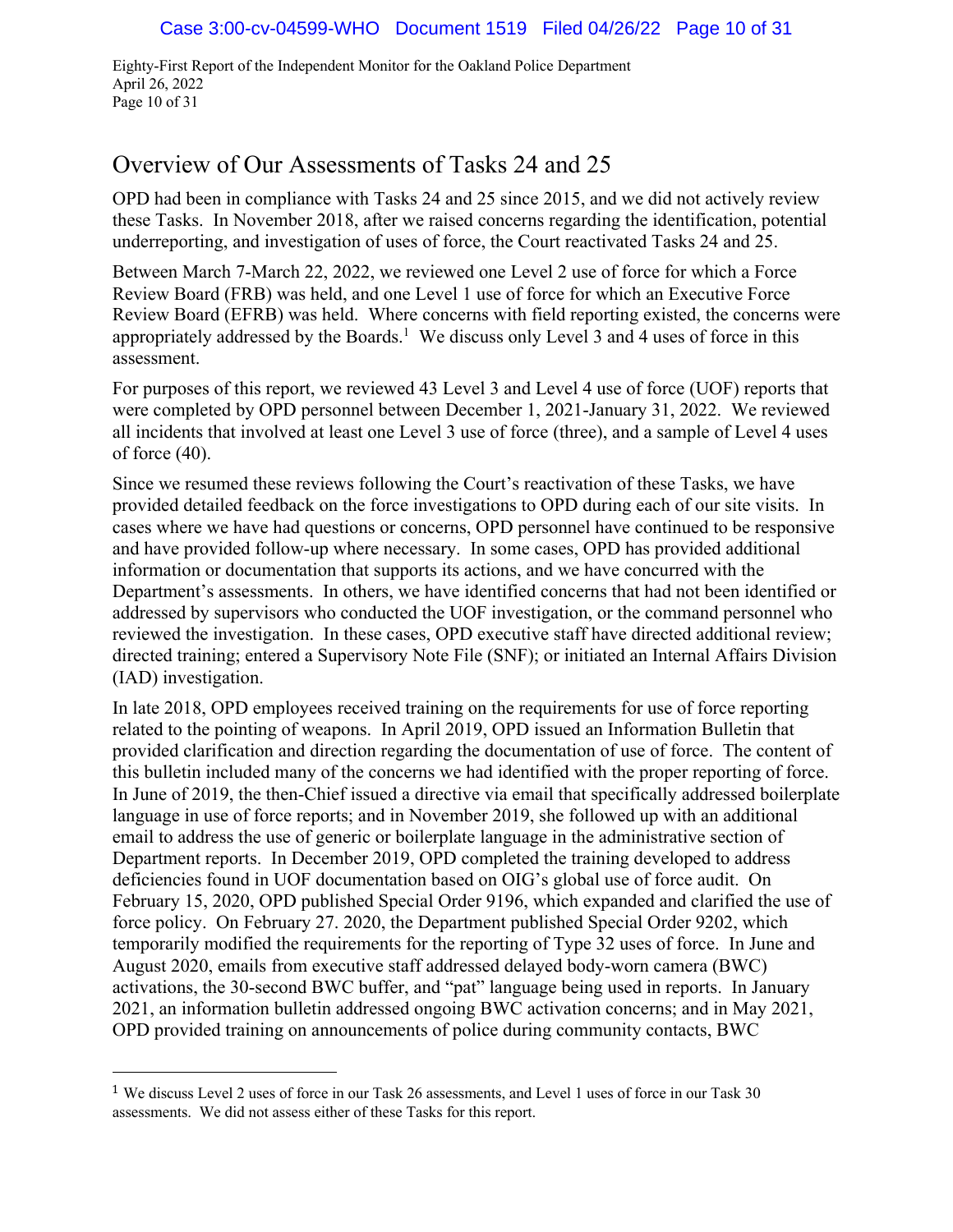## Overview of Our Assessments of Tasks 24 and 25

OPD had been in compliance with Tasks 24 and 25 since 2015, and we did not actively review these Tasks. In November 2018, after we raised concerns regarding the identification, potential underreporting, and investigation of uses of force, the Court reactivated Tasks 24 and 25.

Between March 7-March 22, 2022, we reviewed one Level 2 use of force for which a Force Review Board (FRB) was held, and one Level 1 use of force for which an Executive Force Review Board (EFRB) was held. Where concerns with field reporting existed, the concerns were appropriately addressed by the Boards.[1] We discuss only Level 3 and 4 uses of force in this assessment.

For purposes of this report, we reviewed 43 Level 3 and Level 4 use of force (UOF) reports that were completed by OPD personnel between December 1, 2021-January 31, 2022. We reviewed all incidents that involved at least one Level 3 use of force (three), and a sample of Level 4 uses of force (40).

Since we resumed these reviews following the Court's reactivation of these Tasks, we have provided detailed feedback on the force investigations to OPD during each of our site visits. In cases where we have had questions or concerns, OPD personnel have continued to be responsive and have provided follow-up where necessary. In some cases, OPD has provided additional information or documentation that supports its actions, and we have concurred with the Department's assessments. In others, we have identified concerns that had not been identified or addressed by supervisors who conducted the UOF investigation, or the command personnel who reviewed the investigation. In these cases, OPD executive staff have directed additional review; directed training; entered a Supervisory Note File (SNF); or initiated an Internal Affairs Division (IAD) investigation.

In late 2018, OPD employees received training on the requirements for use of force reporting related to the pointing of weapons. In April 2019, OPD issued an Information Bulletin that provided clarification and direction regarding the documentation of use of force. The content of this bulletin included many of the concerns we had identified with the proper reporting of force. In June of 2019, the then-Chief issued a directive via email that specifically addressed boilerplate language in use of force reports; and in November 2019, she followed up with an additional email to address the use of generic or boilerplate language in the administrative section of Department reports. In December 2019, OPD completed the training developed to address deficiencies found in UOF documentation based on OIG's global use of force audit. On February 15, 2020, OPD published Special Order 9196, which expanded and clarified the use of force policy. On February 27. 2020, the Department published Special Order 9202, which temporarily modified the requirements for the reporting of Type 32 uses of force. In June and August 2020, emails from executive staff addressed delayed body-worn camera (BWC) activations, the 30-second BWC buffer, and "pat" language being used in reports. In January 2021, an information bulletin addressed ongoing BWC activation concerns; and in May 2021, OPD provided training on announcements of police during community contacts, BWC

[1] We discuss Level 2 uses of force in our Task 26 assessments, and Level 1 uses of force in our Task 30 assessments. We did not assess either of these Tasks for this report.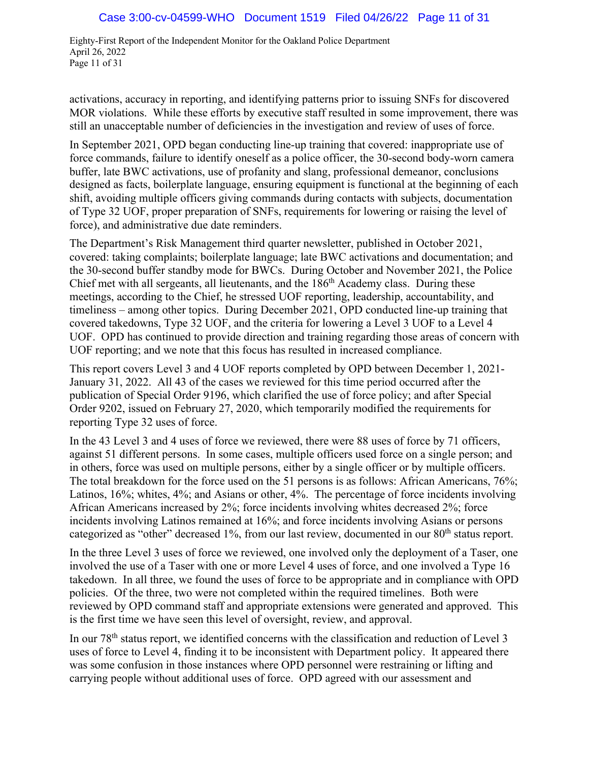activations, accuracy in reporting, and identifying patterns prior to issuing SNFs for discovered MOR violations. While these efforts by executive staff resulted in some improvement, there was still an unacceptable number of deficiencies in the investigation and review of uses of force.

In September 2021, OPD began conducting line-up training that covered: inappropriate use of force commands, failure to identify oneself as a police officer, the 30-second body-worn camera buffer, late BWC activations, use of profanity and slang, professional demeanor, conclusions designed as facts, boilerplate language, ensuring equipment is functional at the beginning of each shift, avoiding multiple officers giving commands during contacts with subjects, documentation of Type 32 UOF, proper preparation of SNFs, requirements for lowering or raising the level of force), and administrative due date reminders.

The Department's Risk Management third quarter newsletter, published in October 2021, covered: taking complaints; boilerplate language; late BWC activations and documentation; and the 30-second buffer standby mode for BWCs. During October and November 2021, the Police Chief met with all sergeants, all lieutenants, and the 186th Academy class. During these meetings, according to the Chief, he stressed UOF reporting, leadership, accountability, and timeliness – among other topics. During December 2021, OPD conducted line-up training that covered takedowns, Type 32 UOF, and the criteria for lowering a Level 3 UOF to a Level 4 UOF. OPD has continued to provide direction and training regarding those areas of concern with UOF reporting; and we note that this focus has resulted in increased compliance.

This report covers Level 3 and 4 UOF reports completed by OPD between December 1, 2021-January 31, 2022. All 43 of the cases we reviewed for this time period occurred after the publication of Special Order 9196, which clarified the use of force policy; and after Special Order 9202, issued on February 27, 2020, which temporarily modified the requirements for reporting Type 32 uses of force.

In the 43 Level 3 and 4 uses of force we reviewed, there were 88 uses of force by 71 officers, against 51 different persons. In some cases, multiple officers used force on a single person; and in others, force was used on multiple persons, either by a single officer or by multiple officers. The total breakdown for the force used on the 51 persons is as follows: African Americans, 76%; Latinos, 16%; whites, 4%; and Asians or other, 4%. The percentage of force incidents involving African Americans increased by 2%; force incidents involving whites decreased 2%; force incidents involving Latinos remained at 16%; and force incidents involving Asians or persons categorized as "other" decreased 1%, from our last review, documented in our 80th status report.

In the three Level 3 uses of force we reviewed, one involved only the deployment of a Taser, one involved the use of a Taser with one or more Level 4 uses of force, and one involved a Type 16 takedown. In all three, we found the uses of force to be appropriate and in compliance with OPD policies. Of the three, two were not completed within the required timelines. Both were reviewed by OPD command staff and appropriate extensions were generated and approved. This is the first time we have seen this level of oversight, review, and approval.

In our 78th status report, we identified concerns with the classification and reduction of Level 3 uses of force to Level 4, finding it to be inconsistent with Department policy. It appeared there was some confusion in those instances where OPD personnel were restraining or lifting and carrying people without additional uses of force. OPD agreed with our assessment and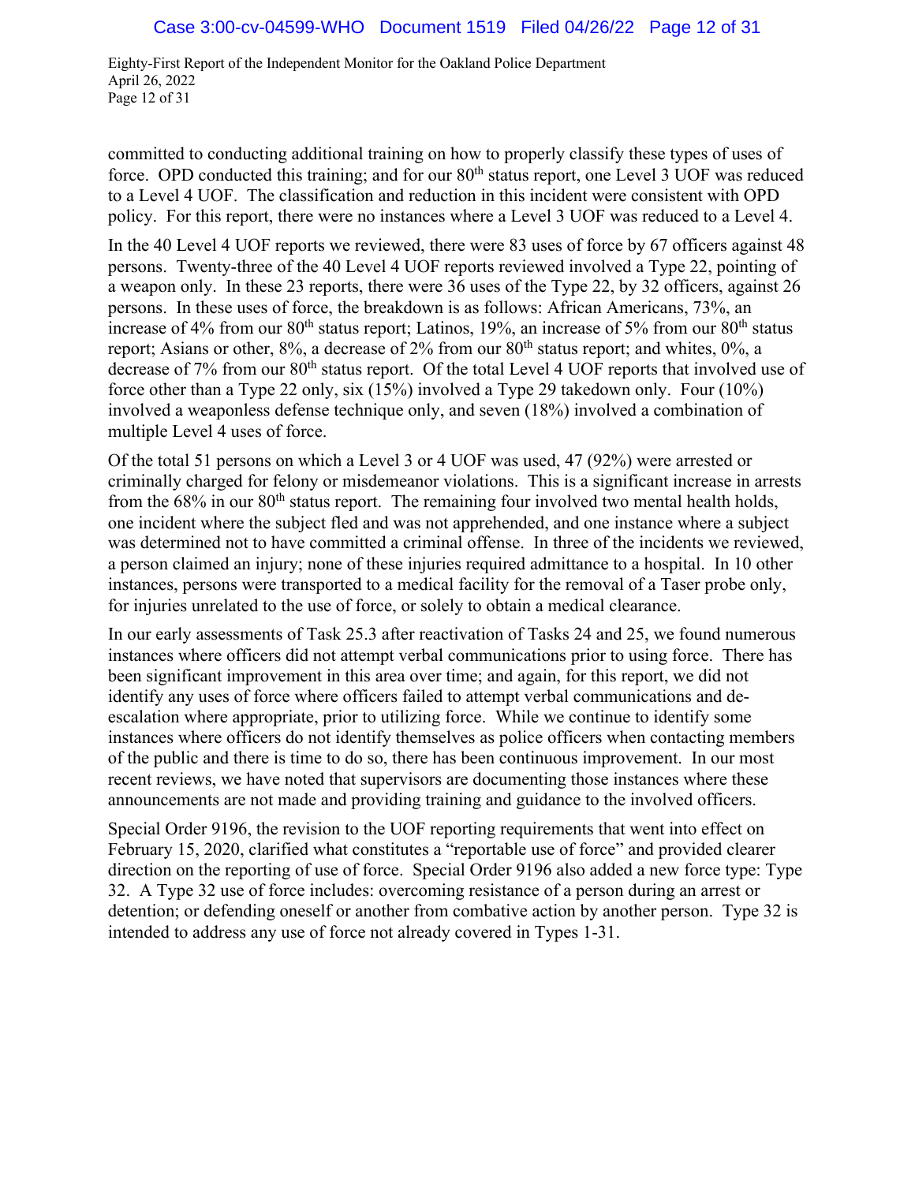committed to conducting additional training on how to properly classify these types of uses of force. OPD conducted this training; and for our 80th status report, one Level 3 UOF was reduced to a Level 4 UOF. The classification and reduction in this incident were consistent with OPD policy. For this report, there were no instances where a Level 3 UOF was reduced to a Level 4.

In the 40 Level 4 UOF reports we reviewed, there were 83 uses of force by 67 officers against 48 persons. Twenty-three of the 40 Level 4 UOF reports reviewed involved a Type 22, pointing of a weapon only. In these 23 reports, there were 36 uses of the Type 22, by 32 officers, against 26 persons. In these uses of force, the breakdown is as follows: African Americans, 73%, an increase of 4% from our 80th status report; Latinos, 19%, an increase of 5% from our 80th status report; Asians or other, 8%, a decrease of 2% from our 80th status report; and whites, 0%, a decrease of 7% from our 80th status report. Of the total Level 4 UOF reports that involved use of force other than a Type 22 only, six (15%) involved a Type 29 takedown only. Four (10%) involved a weaponless defense technique only, and seven (18%) involved a combination of multiple Level 4 uses of force.

Of the total 51 persons on which a Level 3 or 4 UOF was used, 47 (92%) were arrested or criminally charged for felony or misdemeanor violations. This is a significant increase in arrests from the 68% in our 80th status report. The remaining four involved two mental health holds, one incident where the subject fled and was not apprehended, and one instance where a subject was determined not to have committed a criminal offense. In three of the incidents we reviewed, a person claimed an injury; none of these injuries required admittance to a hospital. In 10 other instances, persons were transported to a medical facility for the removal of a Taser probe only, for injuries unrelated to the use of force, or solely to obtain a medical clearance.

In our early assessments of Task 25.3 after reactivation of Tasks 24 and 25, we found numerous instances where officers did not attempt verbal communications prior to using force. There has been significant improvement in this area over time; and again, for this report, we did not identify any uses of force where officers failed to attempt verbal communications and de-escalation where appropriate, prior to utilizing force. While we continue to identify some instances where officers do not identify themselves as police officers when contacting members of the public and there is time to do so, there has been continuous improvement. In our most recent reviews, we have noted that supervisors are documenting those instances where these announcements are not made and providing training and guidance to the involved officers.

Special Order 9196, the revision to the UOF reporting requirements that went into effect on February 15, 2020, clarified what constitutes a "reportable use of force" and provided clearer direction on the reporting of use of force. Special Order 9196 also added a new force type: Type 32. A Type 32 use of force includes: overcoming resistance of a person during an arrest or detention; or defending oneself or another from combative action by another person. Type 32 is intended to address any use of force not already covered in Types 1-31.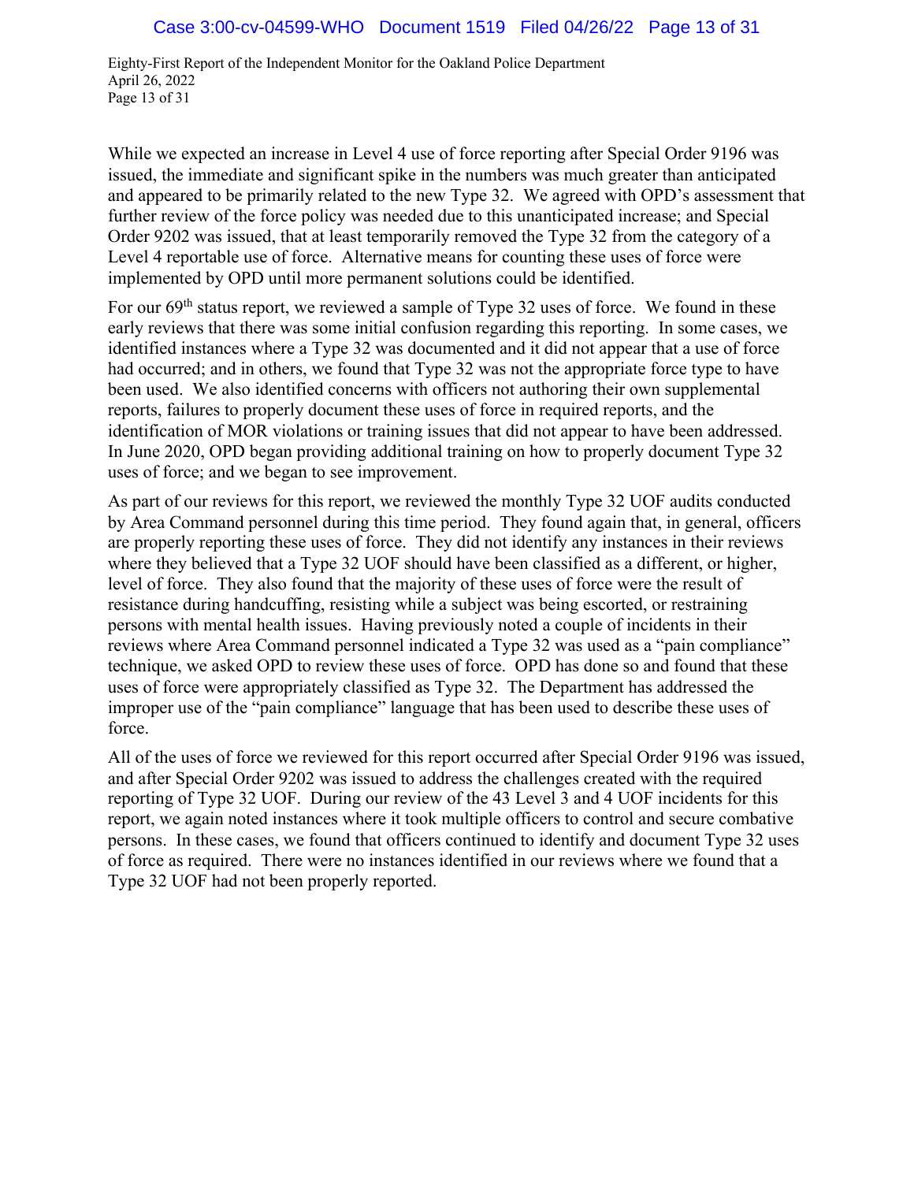While we expected an increase in Level 4 use of force reporting after Special Order 9196 was issued, the immediate and significant spike in the numbers was much greater than anticipated and appeared to be primarily related to the new Type 32. We agreed with OPD's assessment that further review of the force policy was needed due to this unanticipated increase; and Special Order 9202 was issued, that at least temporarily removed the Type 32 from the category of a Level 4 reportable use of force. Alternative means for counting these uses of force were implemented by OPD until more permanent solutions could be identified.

For our 69th status report, we reviewed a sample of Type 32 uses of force. We found in these early reviews that there was some initial confusion regarding this reporting. In some cases, we identified instances where a Type 32 was documented and it did not appear that a use of force had occurred; and in others, we found that Type 32 was not the appropriate force type to have been used. We also identified concerns with officers not authoring their own supplemental reports, failures to properly document these uses of force in required reports, and the identification of MOR violations or training issues that did not appear to have been addressed. In June 2020, OPD began providing additional training on how to properly document Type 32 uses of force; and we began to see improvement.

As part of our reviews for this report, we reviewed the monthly Type 32 UOF audits conducted by Area Command personnel during this time period. They found again that, in general, officers are properly reporting these uses of force. They did not identify any instances in their reviews where they believed that a Type 32 UOF should have been classified as a different, or higher, level of force. They also found that the majority of these uses of force were the result of resistance during handcuffing, resisting while a subject was being escorted, or restraining persons with mental health issues. Having previously noted a couple of incidents in their reviews where Area Command personnel indicated a Type 32 was used as a "pain compliance" technique, we asked OPD to review these uses of force. OPD has done so and found that these uses of force were appropriately classified as Type 32. The Department has addressed the improper use of the "pain compliance" language that has been used to describe these uses of force.

All of the uses of force we reviewed for this report occurred after Special Order 9196 was issued, and after Special Order 9202 was issued to address the challenges created with the required reporting of Type 32 UOF. During our review of the 43 Level 3 and 4 UOF incidents for this report, we again noted instances where it took multiple officers to control and secure combative persons. In these cases, we found that officers continued to identify and document Type 32 uses of force as required. There were no instances identified in our reviews where we found that a Type 32 UOF had not been properly reported.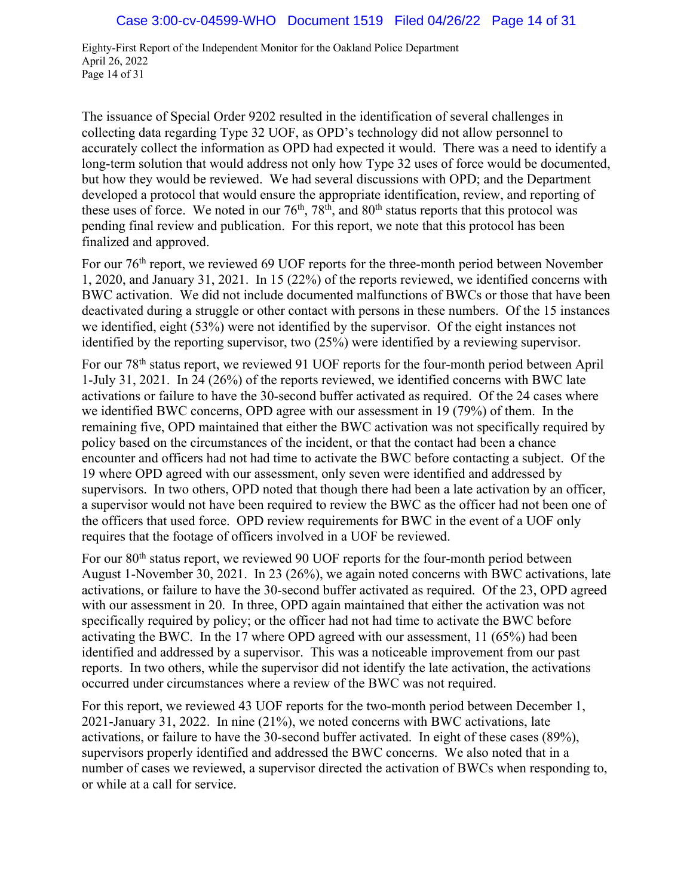The issuance of Special Order 9202 resulted in the identification of several challenges in collecting data regarding Type 32 UOF, as OPD's technology did not allow personnel to accurately collect the information as OPD had expected it would. There was a need to identify a long-term solution that would address not only how Type 32 uses of force would be documented, but how they would be reviewed. We had several discussions with OPD; and the Department developed a protocol that would ensure the appropriate identification, review, and reporting of these uses of force. We noted in our 76th, 78th, and 80th status reports that this protocol was pending final review and publication. For this report, we note that this protocol has been finalized and approved.

For our 76th report, we reviewed 69 UOF reports for the three-month period between November 1, 2020, and January 31, 2021. In 15 (22%) of the reports reviewed, we identified concerns with BWC activation. We did not include documented malfunctions of BWCs or those that have been deactivated during a struggle or other contact with persons in these numbers. Of the 15 instances we identified, eight (53%) were not identified by the supervisor. Of the eight instances not identified by the reporting supervisor, two (25%) were identified by a reviewing supervisor.

For our 78th status report, we reviewed 91 UOF reports for the four-month period between April 1-July 31, 2021. In 24 (26%) of the reports reviewed, we identified concerns with BWC late activations or failure to have the 30-second buffer activated as required. Of the 24 cases where we identified BWC concerns, OPD agree with our assessment in 19 (79%) of them. In the remaining five, OPD maintained that either the BWC activation was not specifically required by policy based on the circumstances of the incident, or that the contact had been a chance encounter and officers had not had time to activate the BWC before contacting a subject. Of the 19 where OPD agreed with our assessment, only seven were identified and addressed by supervisors. In two others, OPD noted that though there had been a late activation by an officer, a supervisor would not have been required to review the BWC as the officer had not been one of the officers that used force. OPD review requirements for BWC in the event of a UOF only requires that the footage of officers involved in a UOF be reviewed.

For our 80th status report, we reviewed 90 UOF reports for the four-month period between August 1-November 30, 2021. In 23 (26%), we again noted concerns with BWC activations, late activations, or failure to have the 30-second buffer activated as required. Of the 23, OPD agreed with our assessment in 20. In three, OPD again maintained that either the activation was not specifically required by policy; or the officer had not had time to activate the BWC before activating the BWC. In the 17 where OPD agreed with our assessment, 11 (65%) had been identified and addressed by a supervisor. This was a noticeable improvement from our past reports. In two others, while the supervisor did not identify the late activation, the activations occurred under circumstances where a review of the BWC was not required.

For this report, we reviewed 43 UOF reports for the two-month period between December 1, 2021-January 31, 2022. In nine (21%), we noted concerns with BWC activations, late activations, or failure to have the 30-second buffer activated. In eight of these cases (89%), supervisors properly identified and addressed the BWC concerns. We also noted that in a number of cases we reviewed, a supervisor directed the activation of BWCs when responding to, or while at a call for service.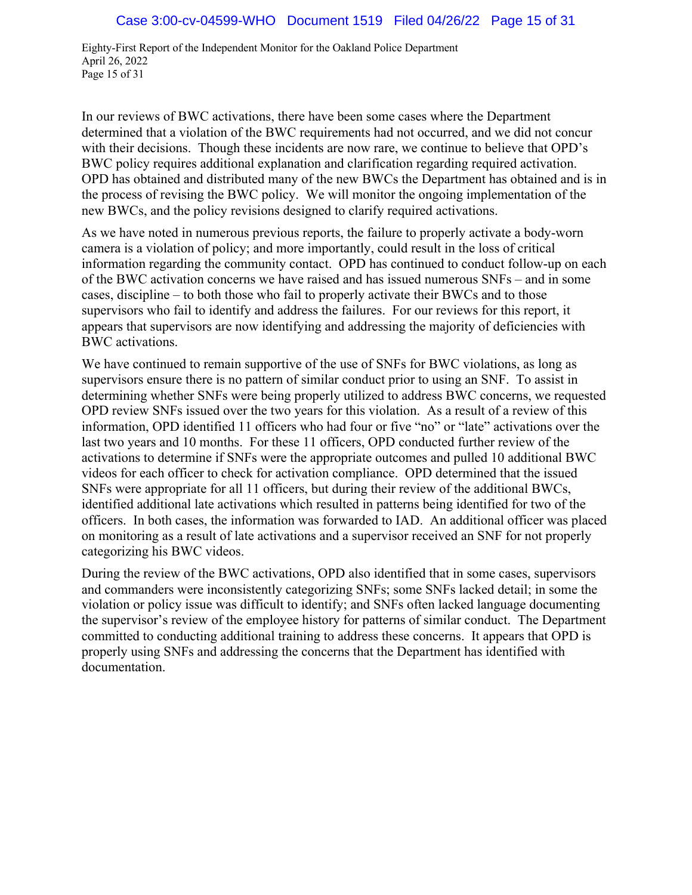In our reviews of BWC activations, there have been some cases where the Department determined that a violation of the BWC requirements had not occurred, and we did not concur with their decisions. Though these incidents are now rare, we continue to believe that OPD's BWC policy requires additional explanation and clarification regarding required activation. OPD has obtained and distributed many of the new BWCs the Department has obtained and is in the process of revising the BWC policy. We will monitor the ongoing implementation of the new BWCs, and the policy revisions designed to clarify required activations.

As we have noted in numerous previous reports, the failure to properly activate a body-worn camera is a violation of policy; and more importantly, could result in the loss of critical information regarding the community contact. OPD has continued to conduct follow-up on each of the BWC activation concerns we have raised and has issued numerous SNFs – and in some cases, discipline – to both those who fail to properly activate their BWCs and to those supervisors who fail to identify and address the failures. For our reviews for this report, it appears that supervisors are now identifying and addressing the majority of deficiencies with BWC activations.

We have continued to remain supportive of the use of SNFs for BWC violations, as long as supervisors ensure there is no pattern of similar conduct prior to using an SNF. To assist in determining whether SNFs were being properly utilized to address BWC concerns, we requested OPD review SNFs issued over the two years for this violation. As a result of a review of this information, OPD identified 11 officers who had four or five "no" or "late" activations over the last two years and 10 months. For these 11 officers, OPD conducted further review of the activations to determine if SNFs were the appropriate outcomes and pulled 10 additional BWC videos for each officer to check for activation compliance. OPD determined that the issued SNFs were appropriate for all 11 officers, but during their review of the additional BWCs, identified additional late activations which resulted in patterns being identified for two of the officers. In both cases, the information was forwarded to IAD. An additional officer was placed on monitoring as a result of late activations and a supervisor received an SNF for not properly categorizing his BWC videos.

During the review of the BWC activations, OPD also identified that in some cases, supervisors and commanders were inconsistently categorizing SNFs; some SNFs lacked detail; in some the violation or policy issue was difficult to identify; and SNFs often lacked language documenting the supervisor's review of the employee history for patterns of similar conduct. The Department committed to conducting additional training to address these concerns. It appears that OPD is properly using SNFs and addressing the concerns that the Department has identified with documentation.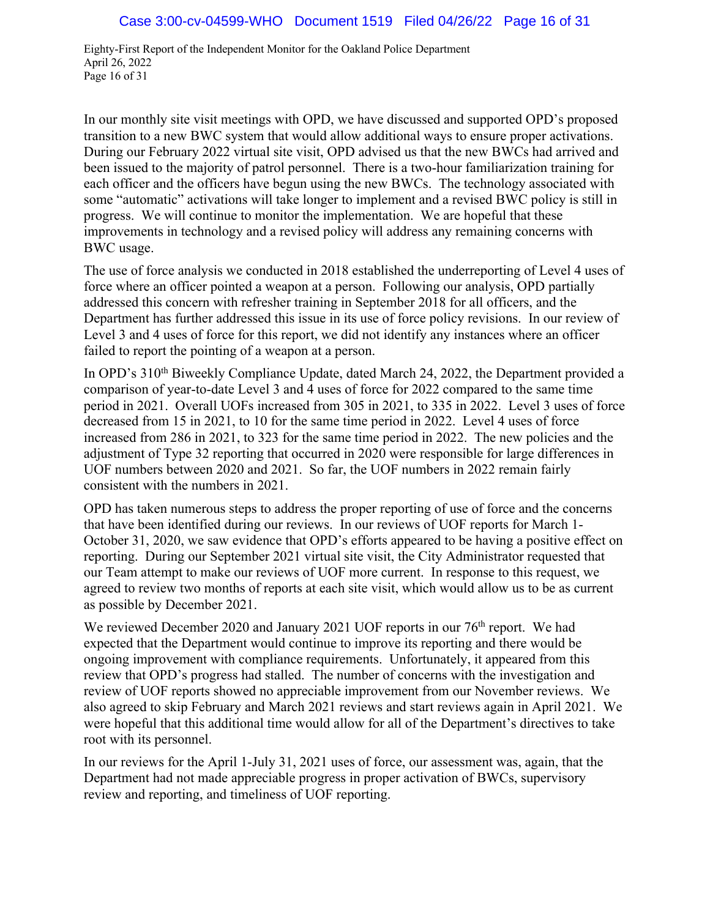In our monthly site visit meetings with OPD, we have discussed and supported OPD's proposed transition to a new BWC system that would allow additional ways to ensure proper activations. During our February 2022 virtual site visit, OPD advised us that the new BWCs had arrived and been issued to the majority of patrol personnel. There is a two-hour familiarization training for each officer and the officers have begun using the new BWCs. The technology associated with some "automatic" activations will take longer to implement and a revised BWC policy is still in progress. We will continue to monitor the implementation. We are hopeful that these improvements in technology and a revised policy will address any remaining concerns with BWC usage.

The use of force analysis we conducted in 2018 established the underreporting of Level 4 uses of force where an officer pointed a weapon at a person. Following our analysis, OPD partially addressed this concern with refresher training in September 2018 for all officers, and the Department has further addressed this issue in its use of force policy revisions. In our review of Level 3 and 4 uses of force for this report, we did not identify any instances where an officer failed to report the pointing of a weapon at a person.

In OPD's 310th Biweekly Compliance Update, dated March 24, 2022, the Department provided a comparison of year-to-date Level 3 and 4 uses of force for 2022 compared to the same time period in 2021. Overall UOFs increased from 305 in 2021, to 335 in 2022. Level 3 uses of force decreased from 15 in 2021, to 10 for the same time period in 2022. Level 4 uses of force increased from 286 in 2021, to 323 for the same time period in 2022. The new policies and the adjustment of Type 32 reporting that occurred in 2020 were responsible for large differences in UOF numbers between 2020 and 2021. So far, the UOF numbers in 2022 remain fairly consistent with the numbers in 2021.

OPD has taken numerous steps to address the proper reporting of use of force and the concerns that have been identified during our reviews. In our reviews of UOF reports for March 1-October 31, 2020, we saw evidence that OPD's efforts appeared to be having a positive effect on reporting. During our September 2021 virtual site visit, the City Administrator requested that our Team attempt to make our reviews of UOF more current. In response to this request, we agreed to review two months of reports at each site visit, which would allow us to be as current as possible by December 2021.

We reviewed December 2020 and January 2021 UOF reports in our 76th report. We had expected that the Department would continue to improve its reporting and there would be ongoing improvement with compliance requirements. Unfortunately, it appeared from this review that OPD's progress had stalled. The number of concerns with the investigation and review of UOF reports showed no appreciable improvement from our November reviews. We also agreed to skip February and March 2021 reviews and start reviews again in April 2021. We were hopeful that this additional time would allow for all of the Department's directives to take root with its personnel.

In our reviews for the April 1-July 31, 2021 uses of force, our assessment was, again, that the Department had not made appreciable progress in proper activation of BWCs, supervisory review and reporting, and timeliness of UOF reporting.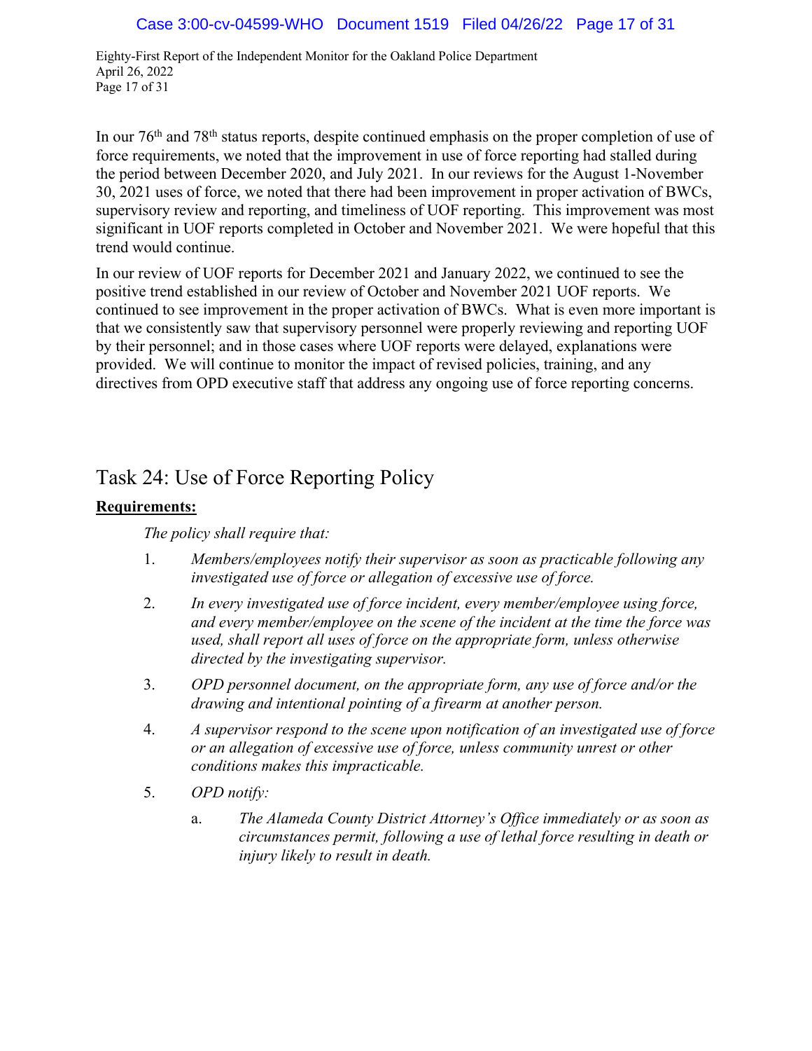In our 76th and 78th status reports, despite continued emphasis on the proper completion of use of force requirements, we noted that the improvement in use of force reporting had stalled during the period between December 2020, and July 2021. In our reviews for the August 1-November 30, 2021 uses of force, we noted that there had been improvement in proper activation of BWCs, supervisory review and reporting, and timeliness of UOF reporting. This improvement was most significant in UOF reports completed in October and November 2021. We were hopeful that this trend would continue.

In our review of UOF reports for December 2021 and January 2022, we continued to see the positive trend established in our review of October and November 2021 UOF reports. We continued to see improvement in the proper activation of BWCs. What is even more important is that we consistently saw that supervisory personnel were properly reviewing and reporting UOF by their personnel; and in those cases where UOF reports were delayed, explanations were provided. We will continue to monitor the impact of revised policies, training, and any directives from OPD executive staff that address any ongoing use of force reporting concerns.

## Task 24: Use of Force Reporting Policy

**Requirements:**

*The policy shall require that:*

1. *Members/employees notify their supervisor as soon as practicable following any investigated use of force or allegation of excessive use of force.*
2. *In every investigated use of force incident, every member/employee using force, and every member/employee on the scene of the incident at the time the force was used, shall report all uses of force on the appropriate form, unless otherwise directed by the investigating supervisor.*
3. *OPD personnel document, on the appropriate form, any use of force and/or the drawing and intentional pointing of a firearm at another person.*
4. *A supervisor respond to the scene upon notification of an investigated use of force or an allegation of excessive use of force, unless community unrest or other conditions makes this impracticable.*
5. *OPD notify:*
    a. *The Alameda County District Attorney's Office immediately or as soon as circumstances permit, following a use of lethal force resulting in death or injury likely to result in death.*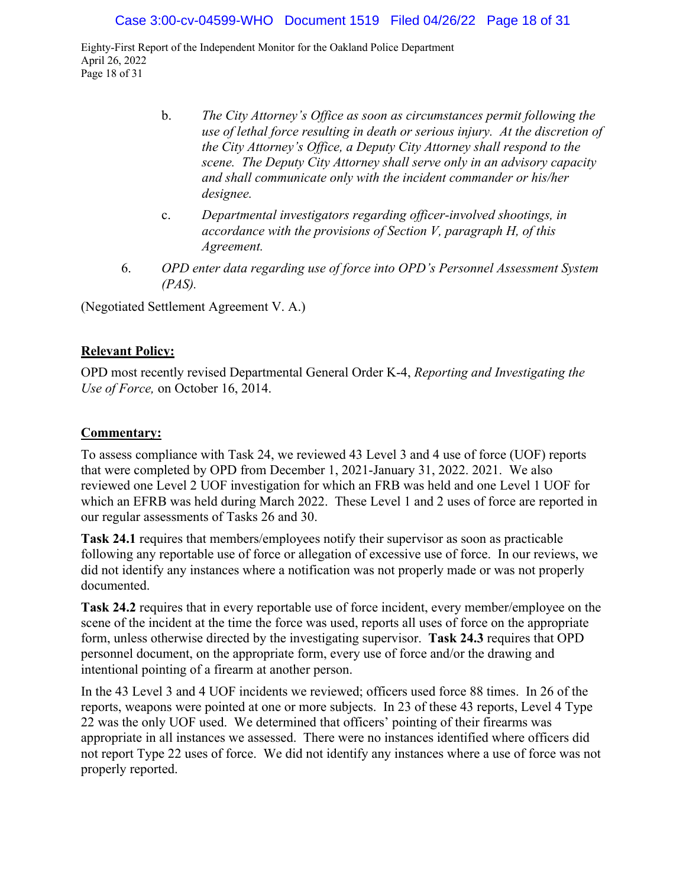b. *The City Attorney's Office as soon as circumstances permit following the use of lethal force resulting in death or serious injury. At the discretion of the City Attorney's Office, a Deputy City Attorney shall respond to the scene. The Deputy City Attorney shall serve only in an advisory capacity and shall communicate only with the incident commander or his/her designee.*

c. *Departmental investigators regarding officer-involved shootings, in accordance with the provisions of Section V, paragraph H, of this Agreement.*

6. *OPD enter data regarding use of force into OPD's Personnel Assessment System (PAS).*

(Negotiated Settlement Agreement V. A.)

**Relevant Policy:**

OPD most recently revised Departmental General Order K-4, *Reporting and Investigating the Use of Force,* on October 16, 2014.

**Commentary:**

To assess compliance with Task 24, we reviewed 43 Level 3 and 4 use of force (UOF) reports that were completed by OPD from December 1, 2021-January 31, 2022. 2021. We also reviewed one Level 2 UOF investigation for which an FRB was held and one Level 1 UOF for which an EFRB was held during March 2022. These Level 1 and 2 uses of force are reported in our regular assessments of Tasks 26 and 30.

**Task 24.1** requires that members/employees notify their supervisor as soon as practicable following any reportable use of force or allegation of excessive use of force. In our reviews, we did not identify any instances where a notification was not properly made or was not properly documented.

**Task 24.2** requires that in every reportable use of force incident, every member/employee on the scene of the incident at the time the force was used, reports all uses of force on the appropriate form, unless otherwise directed by the investigating supervisor. **Task 24.3** requires that OPD personnel document, on the appropriate form, every use of force and/or the drawing and intentional pointing of a firearm at another person.

In the 43 Level 3 and 4 UOF incidents we reviewed; officers used force 88 times. In 26 of the reports, weapons were pointed at one or more subjects. In 23 of these 43 reports, Level 4 Type 22 was the only UOF used. We determined that officers' pointing of their firearms was appropriate in all instances we assessed. There were no instances identified where officers did not report Type 22 uses of force. We did not identify any instances where a use of force was not properly reported.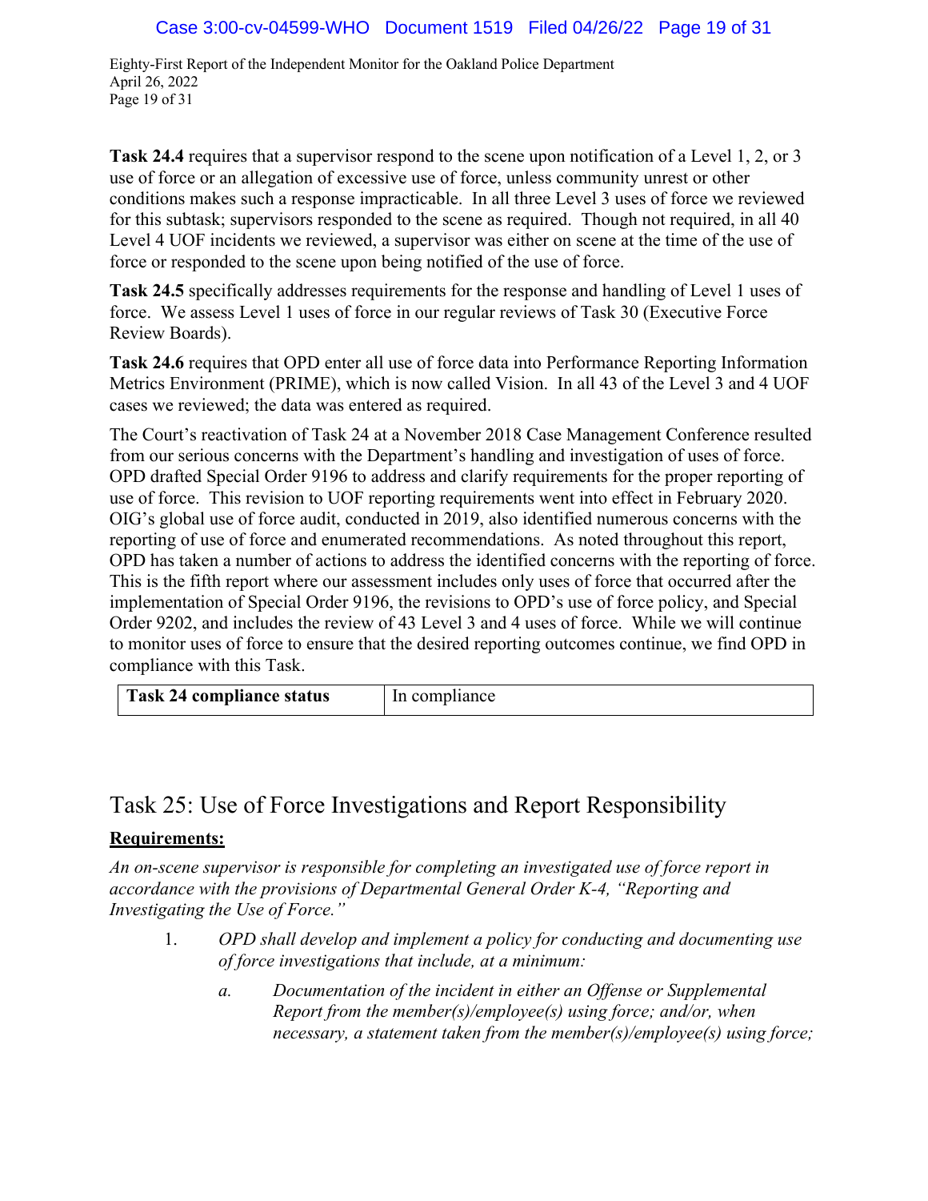**Task 24.4** requires that a supervisor respond to the scene upon notification of a Level 1, 2, or 3 use of force or an allegation of excessive use of force, unless community unrest or other conditions makes such a response impracticable. In all three Level 3 uses of force we reviewed for this subtask; supervisors responded to the scene as required. Though not required, in all 40 Level 4 UOF incidents we reviewed, a supervisor was either on scene at the time of the use of force or responded to the scene upon being notified of the use of force.

**Task 24.5** specifically addresses requirements for the response and handling of Level 1 uses of force. We assess Level 1 uses of force in our regular reviews of Task 30 (Executive Force Review Boards).

**Task 24.6** requires that OPD enter all use of force data into Performance Reporting Information Metrics Environment (PRIME), which is now called Vision. In all 43 of the Level 3 and 4 UOF cases we reviewed; the data was entered as required.

The Court's reactivation of Task 24 at a November 2018 Case Management Conference resulted from our serious concerns with the Department's handling and investigation of uses of force. OPD drafted Special Order 9196 to address and clarify requirements for the proper reporting of use of force. This revision to UOF reporting requirements went into effect in February 2020. OIG's global use of force audit, conducted in 2019, also identified numerous concerns with the reporting of use of force and enumerated recommendations. As noted throughout this report, OPD has taken a number of actions to address the identified concerns with the reporting of force. This is the fifth report where our assessment includes only uses of force that occurred after the implementation of Special Order 9196, the revisions to OPD's use of force policy, and Special Order 9202, and includes the review of 43 Level 3 and 4 uses of force. While we will continue to monitor uses of force to ensure that the desired reporting outcomes continue, we find OPD in compliance with this Task.

| **Task 24 compliance status** | In compliance |
|---|---|

## Task 25: Use of Force Investigations and Report Responsibility

**Requirements:**

*An on-scene supervisor is responsible for completing an investigated use of force report in accordance with the provisions of Departmental General Order K-4, "Reporting and Investigating the Use of Force."*

1. *OPD shall develop and implement a policy for conducting and documenting use of force investigations that include, at a minimum:*

    a. *Documentation of the incident in either an Offense or Supplemental Report from the member(s)/employee(s) using force; and/or, when necessary, a statement taken from the member(s)/employee(s) using force;*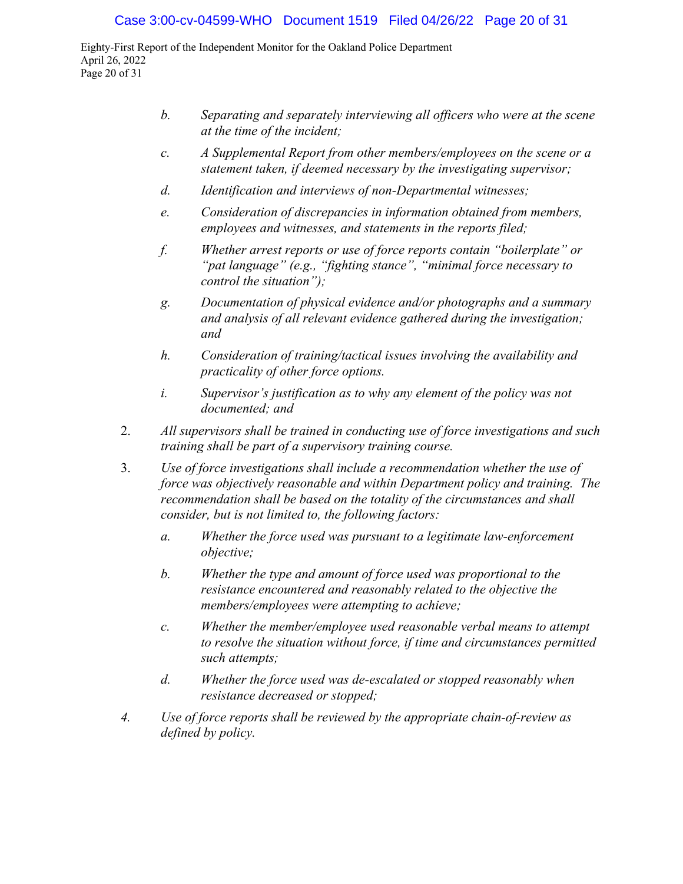*b. Separating and separately interviewing all officers who were at the scene at the time of the incident;*

*c. A Supplemental Report from other members/employees on the scene or a statement taken, if deemed necessary by the investigating supervisor;*

*d. Identification and interviews of non-Departmental witnesses;*

*e. Consideration of discrepancies in information obtained from members, employees and witnesses, and statements in the reports filed;*

*f. Whether arrest reports or use of force reports contain "boilerplate" or "pat language" (e.g., "fighting stance", "minimal force necessary to control the situation");*

*g. Documentation of physical evidence and/or photographs and a summary and analysis of all relevant evidence gathered during the investigation; and*

*h. Consideration of training/tactical issues involving the availability and practicality of other force options.*

*i. Supervisor's justification as to why any element of the policy was not documented; and*

2. *All supervisors shall be trained in conducting use of force investigations and such training shall be part of a supervisory training course.*

3. *Use of force investigations shall include a recommendation whether the use of force was objectively reasonable and within Department policy and training. The recommendation shall be based on the totality of the circumstances and shall consider, but is not limited to, the following factors:*

   *a. Whether the force used was pursuant to a legitimate law-enforcement objective;*

   *b. Whether the type and amount of force used was proportional to the resistance encountered and reasonably related to the objective the members/employees were attempting to achieve;*

   *c. Whether the member/employee used reasonable verbal means to attempt to resolve the situation without force, if time and circumstances permitted such attempts;*

   *d. Whether the force used was de-escalated or stopped reasonably when resistance decreased or stopped;*

*4. Use of force reports shall be reviewed by the appropriate chain-of-review as defined by policy.*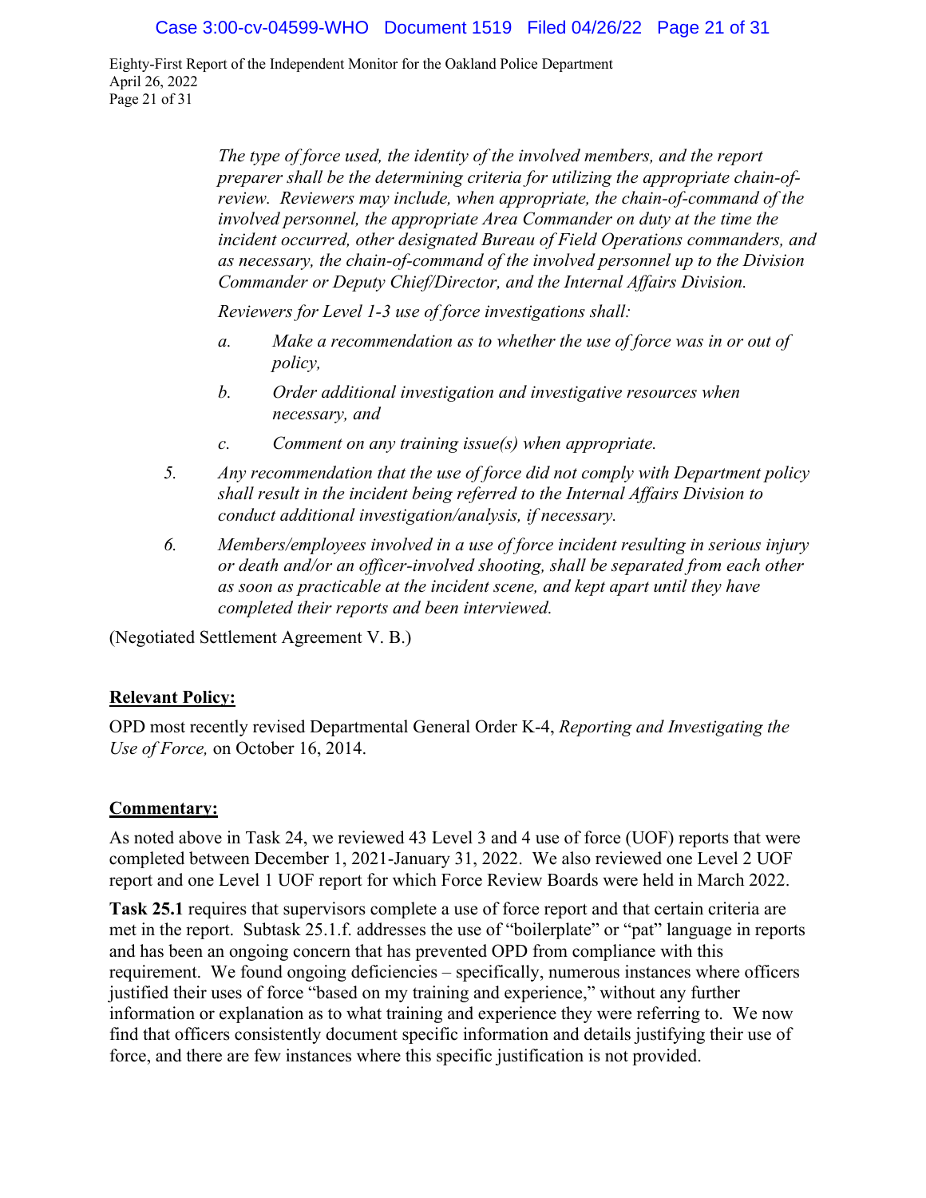*The type of force used, the identity of the involved members, and the report preparer shall be the determining criteria for utilizing the appropriate chain-of-review. Reviewers may include, when appropriate, the chain-of-command of the involved personnel, the appropriate Area Commander on duty at the time the incident occurred, other designated Bureau of Field Operations commanders, and as necessary, the chain-of-command of the involved personnel up to the Division Commander or Deputy Chief/Director, and the Internal Affairs Division.*

*Reviewers for Level 1-3 use of force investigations shall:*

*a. Make a recommendation as to whether the use of force was in or out of policy,*

*b. Order additional investigation and investigative resources when necessary, and*

*c. Comment on any training issue(s) when appropriate.*

*5. Any recommendation that the use of force did not comply with Department policy shall result in the incident being referred to the Internal Affairs Division to conduct additional investigation/analysis, if necessary.*

*6. Members/employees involved in a use of force incident resulting in serious injury or death and/or an officer-involved shooting, shall be separated from each other as soon as practicable at the incident scene, and kept apart until they have completed their reports and been interviewed.*

(Negotiated Settlement Agreement V. B.)

**Relevant Policy:**

OPD most recently revised Departmental General Order K-4, *Reporting and Investigating the Use of Force,* on October 16, 2014.

**Commentary:**

As noted above in Task 24, we reviewed 43 Level 3 and 4 use of force (UOF) reports that were completed between December 1, 2021-January 31, 2022. We also reviewed one Level 2 UOF report and one Level 1 UOF report for which Force Review Boards were held in March 2022.

**Task 25.1** requires that supervisors complete a use of force report and that certain criteria are met in the report. Subtask 25.1.f. addresses the use of "boilerplate" or "pat" language in reports and has been an ongoing concern that has prevented OPD from compliance with this requirement. We found ongoing deficiencies – specifically, numerous instances where officers justified their uses of force "based on my training and experience," without any further information or explanation as to what training and experience they were referring to. We now find that officers consistently document specific information and details justifying their use of force, and there are few instances where this specific justification is not provided.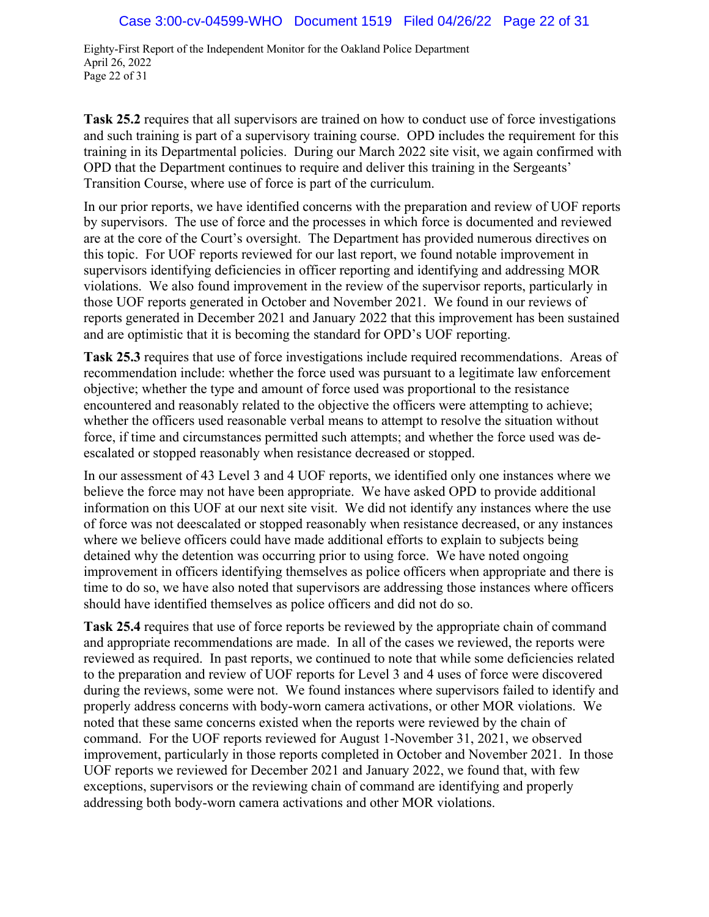**Task 25.2** requires that all supervisors are trained on how to conduct use of force investigations and such training is part of a supervisory training course. OPD includes the requirement for this training in its Departmental policies. During our March 2022 site visit, we again confirmed with OPD that the Department continues to require and deliver this training in the Sergeants' Transition Course, where use of force is part of the curriculum.

In our prior reports, we have identified concerns with the preparation and review of UOF reports by supervisors. The use of force and the processes in which force is documented and reviewed are at the core of the Court's oversight. The Department has provided numerous directives on this topic. For UOF reports reviewed for our last report, we found notable improvement in supervisors identifying deficiencies in officer reporting and identifying and addressing MOR violations. We also found improvement in the review of the supervisor reports, particularly in those UOF reports generated in October and November 2021. We found in our reviews of reports generated in December 2021 and January 2022 that this improvement has been sustained and are optimistic that it is becoming the standard for OPD's UOF reporting.

**Task 25.3** requires that use of force investigations include required recommendations. Areas of recommendation include: whether the force used was pursuant to a legitimate law enforcement objective; whether the type and amount of force used was proportional to the resistance encountered and reasonably related to the objective the officers were attempting to achieve; whether the officers used reasonable verbal means to attempt to resolve the situation without force, if time and circumstances permitted such attempts; and whether the force used was de-escalated or stopped reasonably when resistance decreased or stopped.

In our assessment of 43 Level 3 and 4 UOF reports, we identified only one instances where we believe the force may not have been appropriate. We have asked OPD to provide additional information on this UOF at our next site visit. We did not identify any instances where the use of force was not deescalated or stopped reasonably when resistance decreased, or any instances where we believe officers could have made additional efforts to explain to subjects being detained why the detention was occurring prior to using force. We have noted ongoing improvement in officers identifying themselves as police officers when appropriate and there is time to do so, we have also noted that supervisors are addressing those instances where officers should have identified themselves as police officers and did not do so.

**Task 25.4** requires that use of force reports be reviewed by the appropriate chain of command and appropriate recommendations are made. In all of the cases we reviewed, the reports were reviewed as required. In past reports, we continued to note that while some deficiencies related to the preparation and review of UOF reports for Level 3 and 4 uses of force were discovered during the reviews, some were not. We found instances where supervisors failed to identify and properly address concerns with body-worn camera activations, or other MOR violations. We noted that these same concerns existed when the reports were reviewed by the chain of command. For the UOF reports reviewed for August 1-November 31, 2021, we observed improvement, particularly in those reports completed in October and November 2021. In those UOF reports we reviewed for December 2021 and January 2022, we found that, with few exceptions, supervisors or the reviewing chain of command are identifying and properly addressing both body-worn camera activations and other MOR violations.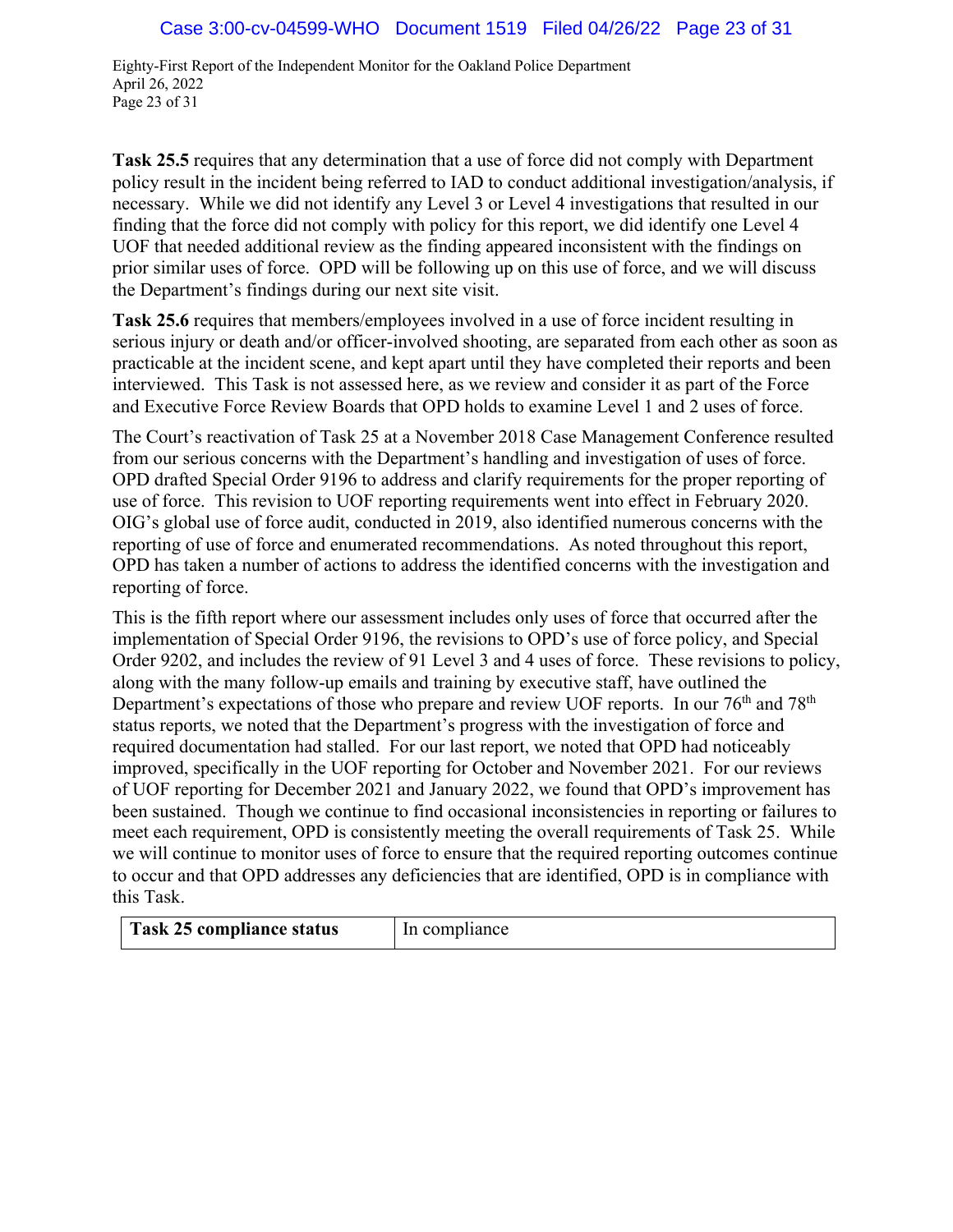**Task 25.5** requires that any determination that a use of force did not comply with Department policy result in the incident being referred to IAD to conduct additional investigation/analysis, if necessary. While we did not identify any Level 3 or Level 4 investigations that resulted in our finding that the force did not comply with policy for this report, we did identify one Level 4 UOF that needed additional review as the finding appeared inconsistent with the findings on prior similar uses of force. OPD will be following up on this use of force, and we will discuss the Department's findings during our next site visit.

**Task 25.6** requires that members/employees involved in a use of force incident resulting in serious injury or death and/or officer-involved shooting, are separated from each other as soon as practicable at the incident scene, and kept apart until they have completed their reports and been interviewed. This Task is not assessed here, as we review and consider it as part of the Force and Executive Force Review Boards that OPD holds to examine Level 1 and 2 uses of force.

The Court's reactivation of Task 25 at a November 2018 Case Management Conference resulted from our serious concerns with the Department's handling and investigation of uses of force. OPD drafted Special Order 9196 to address and clarify requirements for the proper reporting of use of force. This revision to UOF reporting requirements went into effect in February 2020. OIG's global use of force audit, conducted in 2019, also identified numerous concerns with the reporting of use of force and enumerated recommendations. As noted throughout this report, OPD has taken a number of actions to address the identified concerns with the investigation and reporting of force.

This is the fifth report where our assessment includes only uses of force that occurred after the implementation of Special Order 9196, the revisions to OPD's use of force policy, and Special Order 9202, and includes the review of 91 Level 3 and 4 uses of force. These revisions to policy, along with the many follow-up emails and training by executive staff, have outlined the Department's expectations of those who prepare and review UOF reports. In our 76th and 78th status reports, we noted that the Department's progress with the investigation of force and required documentation had stalled. For our last report, we noted that OPD had noticeably improved, specifically in the UOF reporting for October and November 2021. For our reviews of UOF reporting for December 2021 and January 2022, we found that OPD's improvement has been sustained. Though we continue to find occasional inconsistencies in reporting or failures to meet each requirement, OPD is consistently meeting the overall requirements of Task 25. While we will continue to monitor uses of force to ensure that the required reporting outcomes continue to occur and that OPD addresses any deficiencies that are identified, OPD is in compliance with this Task.

| **Task 25 compliance status** | In compliance |
|---|---|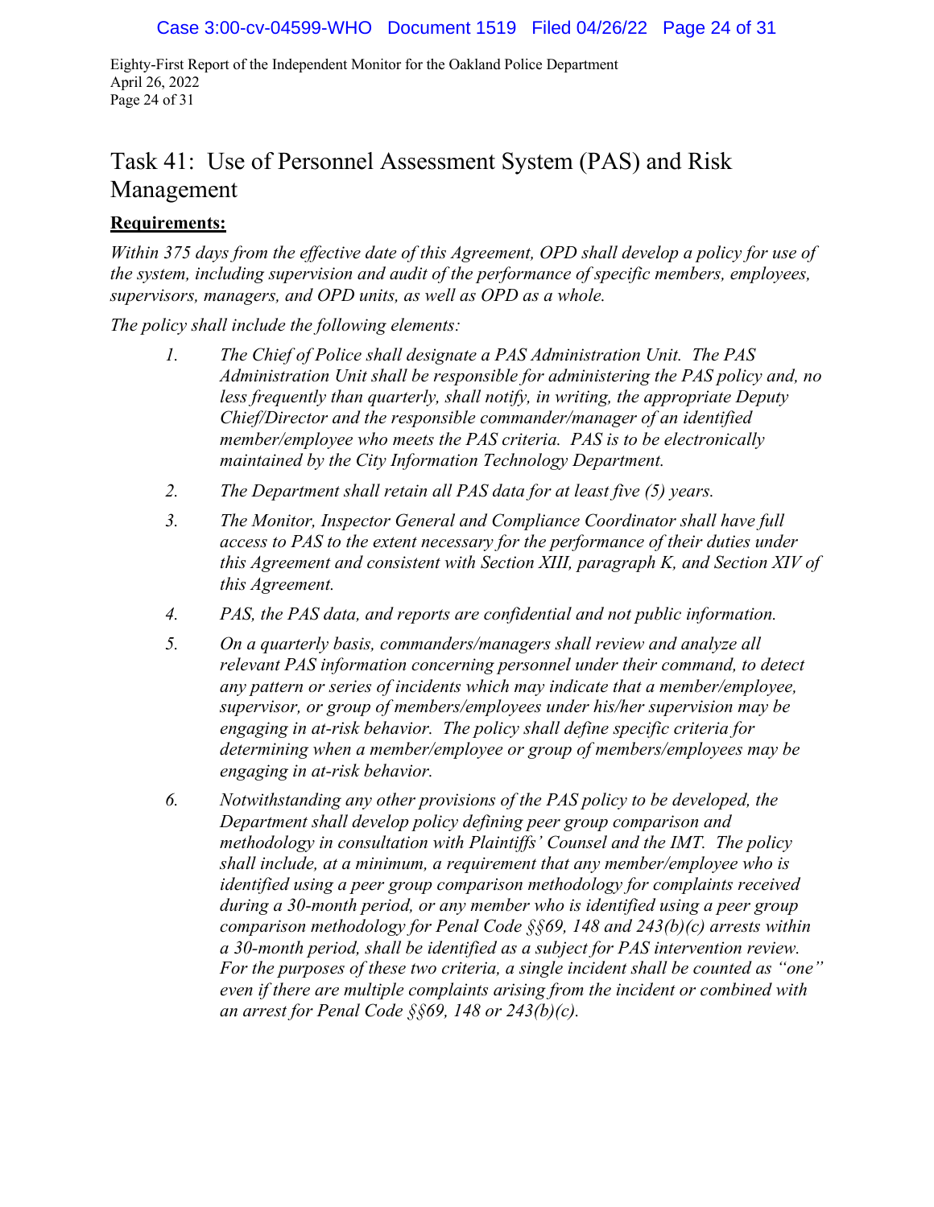# Task 41: Use of Personnel Assessment System (PAS) and Risk Management

**Requirements:**

*Within 375 days from the effective date of this Agreement, OPD shall develop a policy for use of the system, including supervision and audit of the performance of specific members, employees, supervisors, managers, and OPD units, as well as OPD as a whole.*

*The policy shall include the following elements:*

1. *The Chief of Police shall designate a PAS Administration Unit. The PAS Administration Unit shall be responsible for administering the PAS policy and, no less frequently than quarterly, shall notify, in writing, the appropriate Deputy Chief/Director and the responsible commander/manager of an identified member/employee who meets the PAS criteria. PAS is to be electronically maintained by the City Information Technology Department.*
2. *The Department shall retain all PAS data for at least five (5) years.*
3. *The Monitor, Inspector General and Compliance Coordinator shall have full access to PAS to the extent necessary for the performance of their duties under this Agreement and consistent with Section XIII, paragraph K, and Section XIV of this Agreement.*
4. *PAS, the PAS data, and reports are confidential and not public information.*
5. *On a quarterly basis, commanders/managers shall review and analyze all relevant PAS information concerning personnel under their command, to detect any pattern or series of incidents which may indicate that a member/employee, supervisor, or group of members/employees under his/her supervision may be engaging in at-risk behavior. The policy shall define specific criteria for determining when a member/employee or group of members/employees may be engaging in at-risk behavior.*
6. *Notwithstanding any other provisions of the PAS policy to be developed, the Department shall develop policy defining peer group comparison and methodology in consultation with Plaintiffs' Counsel and the IMT. The policy shall include, at a minimum, a requirement that any member/employee who is identified using a peer group comparison methodology for complaints received during a 30-month period, or any member who is identified using a peer group comparison methodology for Penal Code §§69, 148 and 243(b)(c) arrests within a 30-month period, shall be identified as a subject for PAS intervention review. For the purposes of these two criteria, a single incident shall be counted as "one" even if there are multiple complaints arising from the incident or combined with an arrest for Penal Code §§69, 148 or 243(b)(c).*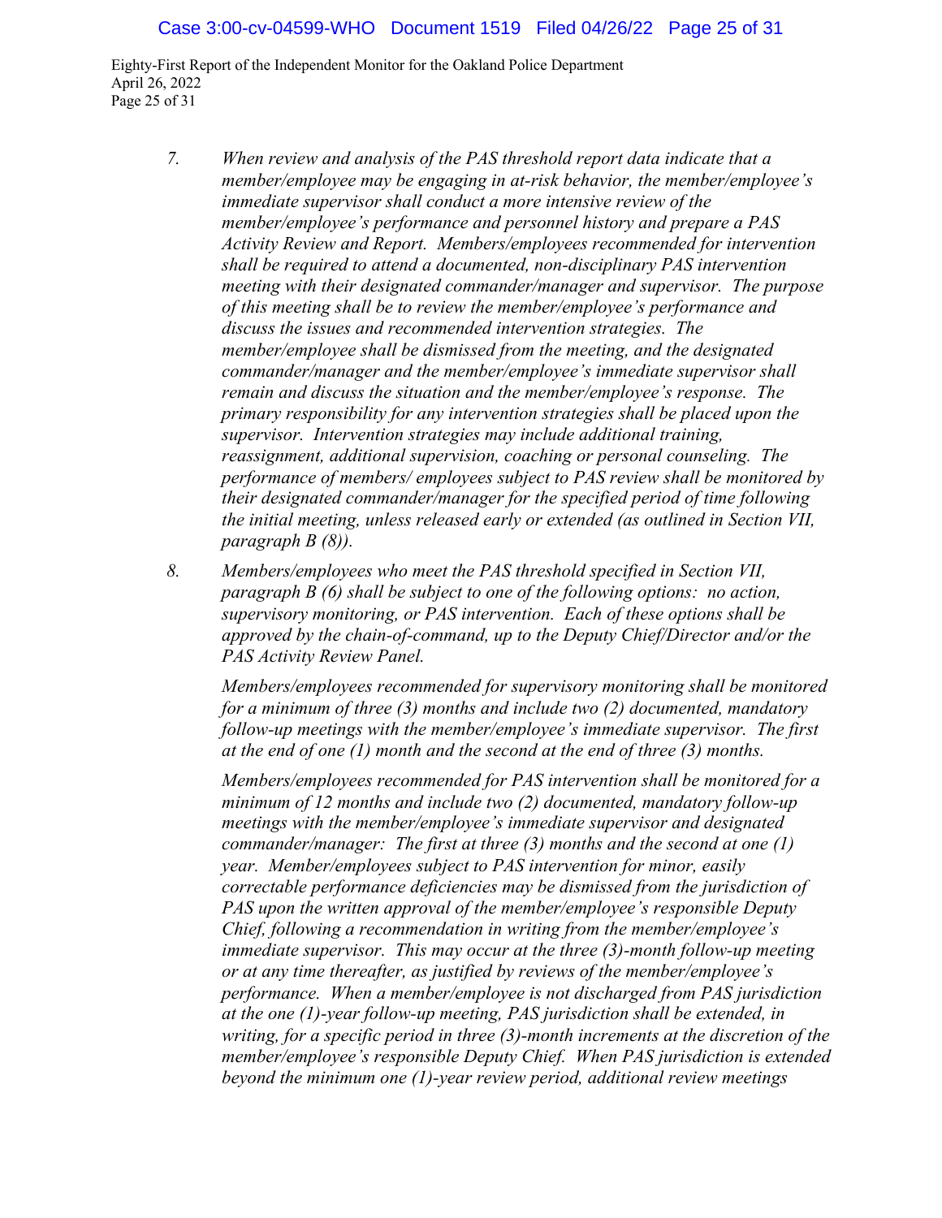7. *When review and analysis of the PAS threshold report data indicate that a member/employee may be engaging in at-risk behavior, the member/employee's immediate supervisor shall conduct a more intensive review of the member/employee's performance and personnel history and prepare a PAS Activity Review and Report. Members/employees recommended for intervention shall be required to attend a documented, non-disciplinary PAS intervention meeting with their designated commander/manager and supervisor. The purpose of this meeting shall be to review the member/employee's performance and discuss the issues and recommended intervention strategies. The member/employee shall be dismissed from the meeting, and the designated commander/manager and the member/employee's immediate supervisor shall remain and discuss the situation and the member/employee's response. The primary responsibility for any intervention strategies shall be placed upon the supervisor. Intervention strategies may include additional training, reassignment, additional supervision, coaching or personal counseling. The performance of members/ employees subject to PAS review shall be monitored by their designated commander/manager for the specified period of time following the initial meeting, unless released early or extended (as outlined in Section VII, paragraph B (8)).*

8. *Members/employees who meet the PAS threshold specified in Section VII, paragraph B (6) shall be subject to one of the following options: no action, supervisory monitoring, or PAS intervention. Each of these options shall be approved by the chain-of-command, up to the Deputy Chief/Director and/or the PAS Activity Review Panel.*

   *Members/employees recommended for supervisory monitoring shall be monitored for a minimum of three (3) months and include two (2) documented, mandatory follow-up meetings with the member/employee's immediate supervisor. The first at the end of one (1) month and the second at the end of three (3) months.*

   *Members/employees recommended for PAS intervention shall be monitored for a minimum of 12 months and include two (2) documented, mandatory follow-up meetings with the member/employee's immediate supervisor and designated commander/manager: The first at three (3) months and the second at one (1) year. Member/employees subject to PAS intervention for minor, easily correctable performance deficiencies may be dismissed from the jurisdiction of PAS upon the written approval of the member/employee's responsible Deputy Chief, following a recommendation in writing from the member/employee's immediate supervisor. This may occur at the three (3)-month follow-up meeting or at any time thereafter, as justified by reviews of the member/employee's performance. When a member/employee is not discharged from PAS jurisdiction at the one (1)-year follow-up meeting, PAS jurisdiction shall be extended, in writing, for a specific period in three (3)-month increments at the discretion of the member/employee's responsible Deputy Chief. When PAS jurisdiction is extended beyond the minimum one (1)-year review period, additional review meetings*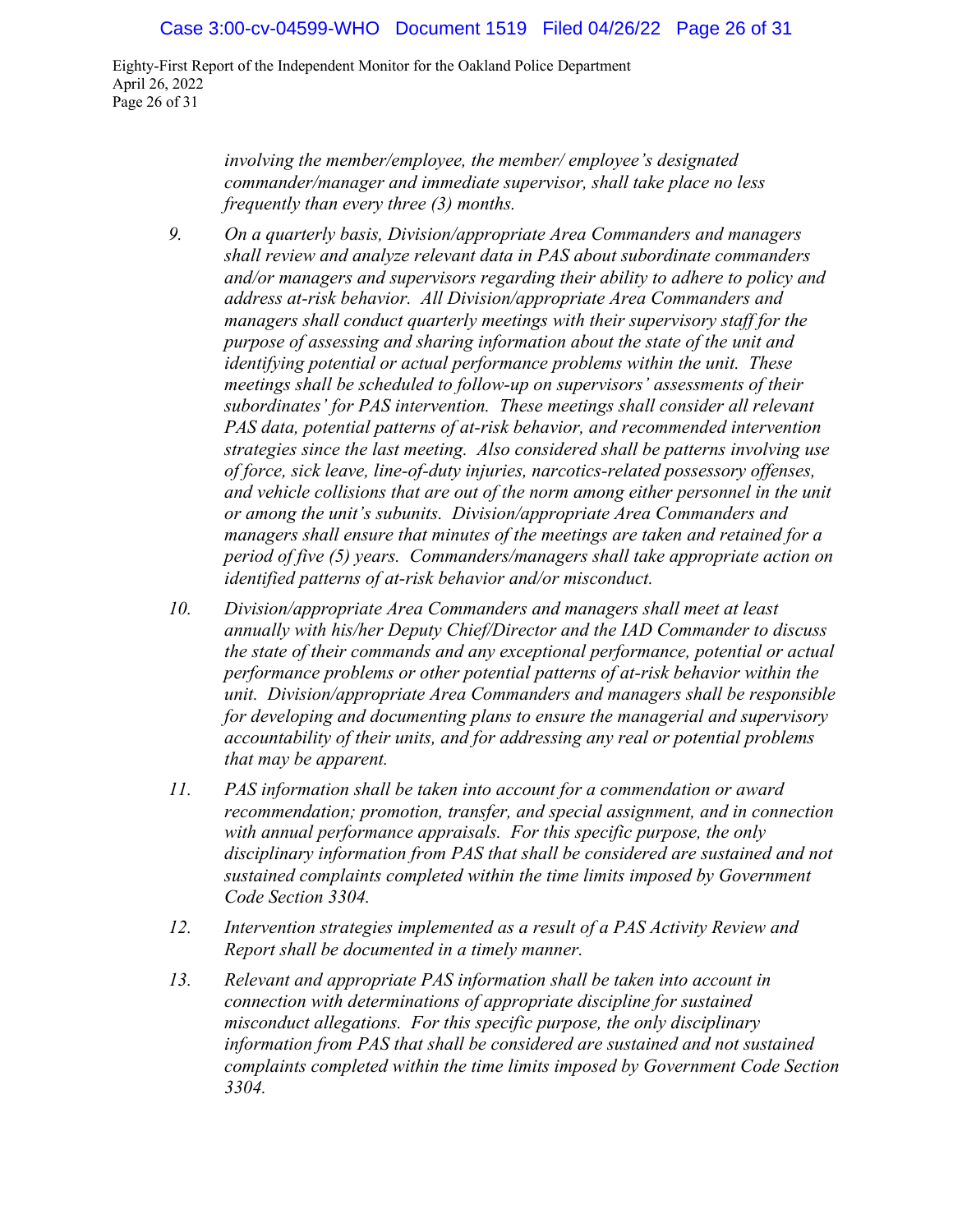*involving the member/employee, the member/ employee's designated commander/manager and immediate supervisor, shall take place no less frequently than every three (3) months.*

9. *On a quarterly basis, Division/appropriate Area Commanders and managers shall review and analyze relevant data in PAS about subordinate commanders and/or managers and supervisors regarding their ability to adhere to policy and address at-risk behavior. All Division/appropriate Area Commanders and managers shall conduct quarterly meetings with their supervisory staff for the purpose of assessing and sharing information about the state of the unit and identifying potential or actual performance problems within the unit. These meetings shall be scheduled to follow-up on supervisors' assessments of their subordinates' for PAS intervention. These meetings shall consider all relevant PAS data, potential patterns of at-risk behavior, and recommended intervention strategies since the last meeting. Also considered shall be patterns involving use of force, sick leave, line-of-duty injuries, narcotics-related possessory offenses, and vehicle collisions that are out of the norm among either personnel in the unit or among the unit's subunits. Division/appropriate Area Commanders and managers shall ensure that minutes of the meetings are taken and retained for a period of five (5) years. Commanders/managers shall take appropriate action on identified patterns of at-risk behavior and/or misconduct.*

10. *Division/appropriate Area Commanders and managers shall meet at least annually with his/her Deputy Chief/Director and the IAD Commander to discuss the state of their commands and any exceptional performance, potential or actual performance problems or other potential patterns of at-risk behavior within the unit. Division/appropriate Area Commanders and managers shall be responsible for developing and documenting plans to ensure the managerial and supervisory accountability of their units, and for addressing any real or potential problems that may be apparent.*

11. *PAS information shall be taken into account for a commendation or award recommendation; promotion, transfer, and special assignment, and in connection with annual performance appraisals. For this specific purpose, the only disciplinary information from PAS that shall be considered are sustained and not sustained complaints completed within the time limits imposed by Government Code Section 3304.*

12. *Intervention strategies implemented as a result of a PAS Activity Review and Report shall be documented in a timely manner.*

13. *Relevant and appropriate PAS information shall be taken into account in connection with determinations of appropriate discipline for sustained misconduct allegations. For this specific purpose, the only disciplinary information from PAS that shall be considered are sustained and not sustained complaints completed within the time limits imposed by Government Code Section 3304.*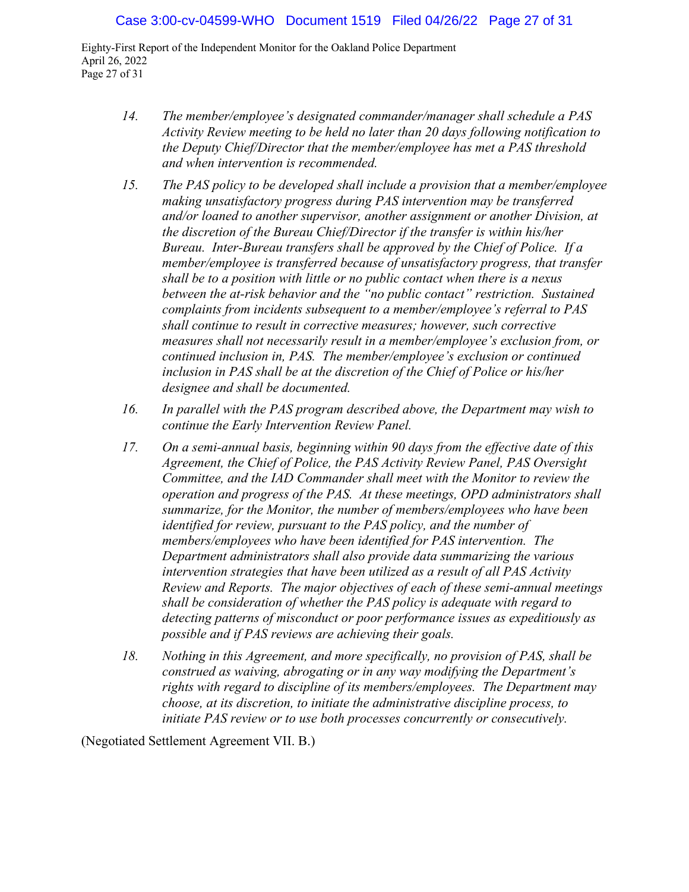14. *The member/employee's designated commander/manager shall schedule a PAS Activity Review meeting to be held no later than 20 days following notification to the Deputy Chief/Director that the member/employee has met a PAS threshold and when intervention is recommended.*

15. *The PAS policy to be developed shall include a provision that a member/employee making unsatisfactory progress during PAS intervention may be transferred and/or loaned to another supervisor, another assignment or another Division, at the discretion of the Bureau Chief/Director if the transfer is within his/her Bureau. Inter-Bureau transfers shall be approved by the Chief of Police. If a member/employee is transferred because of unsatisfactory progress, that transfer shall be to a position with little or no public contact when there is a nexus between the at-risk behavior and the "no public contact" restriction. Sustained complaints from incidents subsequent to a member/employee's referral to PAS shall continue to result in corrective measures; however, such corrective measures shall not necessarily result in a member/employee's exclusion from, or continued inclusion in, PAS. The member/employee's exclusion or continued inclusion in PAS shall be at the discretion of the Chief of Police or his/her designee and shall be documented.*

16. *In parallel with the PAS program described above, the Department may wish to continue the Early Intervention Review Panel.*

17. *On a semi-annual basis, beginning within 90 days from the effective date of this Agreement, the Chief of Police, the PAS Activity Review Panel, PAS Oversight Committee, and the IAD Commander shall meet with the Monitor to review the operation and progress of the PAS. At these meetings, OPD administrators shall summarize, for the Monitor, the number of members/employees who have been identified for review, pursuant to the PAS policy, and the number of members/employees who have been identified for PAS intervention. The Department administrators shall also provide data summarizing the various intervention strategies that have been utilized as a result of all PAS Activity Review and Reports. The major objectives of each of these semi-annual meetings shall be consideration of whether the PAS policy is adequate with regard to detecting patterns of misconduct or poor performance issues as expeditiously as possible and if PAS reviews are achieving their goals.*

18. *Nothing in this Agreement, and more specifically, no provision of PAS, shall be construed as waiving, abrogating or in any way modifying the Department's rights with regard to discipline of its members/employees. The Department may choose, at its discretion, to initiate the administrative discipline process, to initiate PAS review or to use both processes concurrently or consecutively.*

(Negotiated Settlement Agreement VII. B.)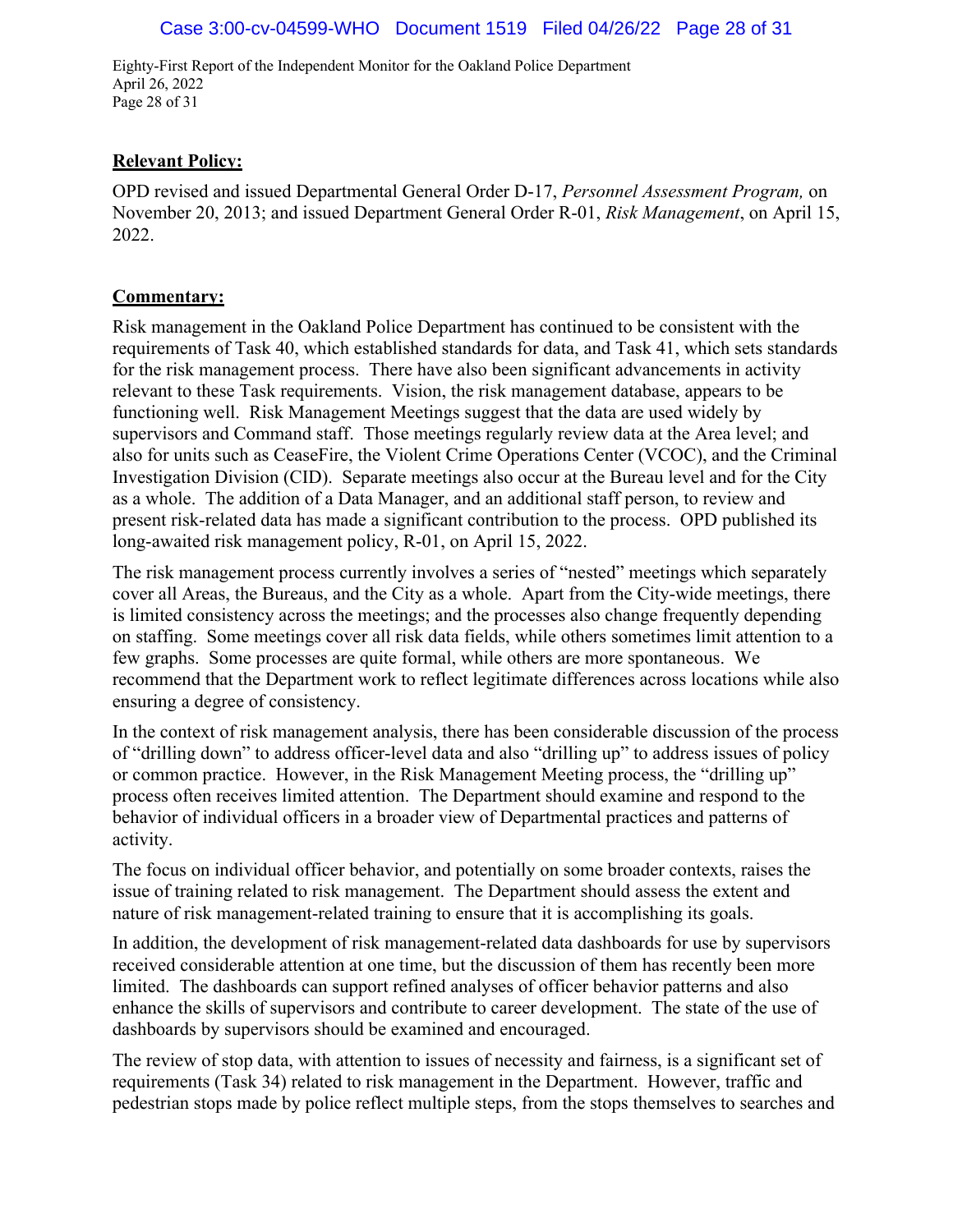**Relevant Policy:**

OPD revised and issued Departmental General Order D-17, *Personnel Assessment Program,* on November 20, 2013; and issued Department General Order R-01, *Risk Management*, on April 15, 2022.

**Commentary:**

Risk management in the Oakland Police Department has continued to be consistent with the requirements of Task 40, which established standards for data, and Task 41, which sets standards for the risk management process. There have also been significant advancements in activity relevant to these Task requirements. Vision, the risk management database, appears to be functioning well. Risk Management Meetings suggest that the data are used widely by supervisors and Command staff. Those meetings regularly review data at the Area level; and also for units such as CeaseFire, the Violent Crime Operations Center (VCOC), and the Criminal Investigation Division (CID). Separate meetings also occur at the Bureau level and for the City as a whole. The addition of a Data Manager, and an additional staff person, to review and present risk-related data has made a significant contribution to the process. OPD published its long-awaited risk management policy, R-01, on April 15, 2022.

The risk management process currently involves a series of "nested" meetings which separately cover all Areas, the Bureaus, and the City as a whole. Apart from the City-wide meetings, there is limited consistency across the meetings; and the processes also change frequently depending on staffing. Some meetings cover all risk data fields, while others sometimes limit attention to a few graphs. Some processes are quite formal, while others are more spontaneous. We recommend that the Department work to reflect legitimate differences across locations while also ensuring a degree of consistency.

In the context of risk management analysis, there has been considerable discussion of the process of "drilling down" to address officer-level data and also "drilling up" to address issues of policy or common practice. However, in the Risk Management Meeting process, the "drilling up" process often receives limited attention. The Department should examine and respond to the behavior of individual officers in a broader view of Departmental practices and patterns of activity.

The focus on individual officer behavior, and potentially on some broader contexts, raises the issue of training related to risk management. The Department should assess the extent and nature of risk management-related training to ensure that it is accomplishing its goals.

In addition, the development of risk management-related data dashboards for use by supervisors received considerable attention at one time, but the discussion of them has recently been more limited. The dashboards can support refined analyses of officer behavior patterns and also enhance the skills of supervisors and contribute to career development. The state of the use of dashboards by supervisors should be examined and encouraged.

The review of stop data, with attention to issues of necessity and fairness, is a significant set of requirements (Task 34) related to risk management in the Department. However, traffic and pedestrian stops made by police reflect multiple steps, from the stops themselves to searches and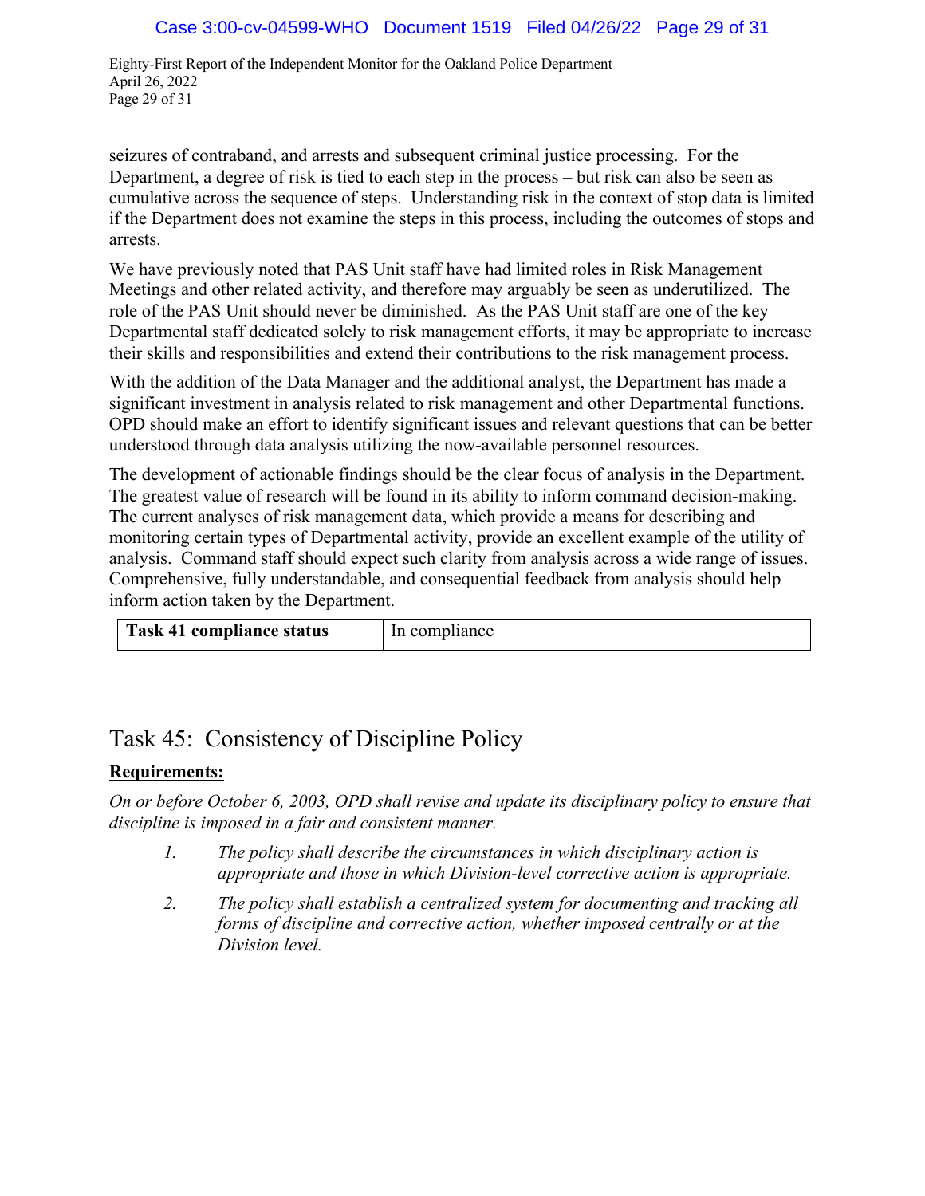seizures of contraband, and arrests and subsequent criminal justice processing. For the Department, a degree of risk is tied to each step in the process – but risk can also be seen as cumulative across the sequence of steps. Understanding risk in the context of stop data is limited if the Department does not examine the steps in this process, including the outcomes of stops and arrests.

We have previously noted that PAS Unit staff have had limited roles in Risk Management Meetings and other related activity, and therefore may arguably be seen as underutilized. The role of the PAS Unit should never be diminished. As the PAS Unit staff are one of the key Departmental staff dedicated solely to risk management efforts, it may be appropriate to increase their skills and responsibilities and extend their contributions to the risk management process.

With the addition of the Data Manager and the additional analyst, the Department has made a significant investment in analysis related to risk management and other Departmental functions. OPD should make an effort to identify significant issues and relevant questions that can be better understood through data analysis utilizing the now-available personnel resources.

The development of actionable findings should be the clear focus of analysis in the Department. The greatest value of research will be found in its ability to inform command decision-making. The current analyses of risk management data, which provide a means for describing and monitoring certain types of Departmental activity, provide an excellent example of the utility of analysis. Command staff should expect such clarity from analysis across a wide range of issues. Comprehensive, fully understandable, and consequential feedback from analysis should help inform action taken by the Department.

| **Task 41 compliance status** | In compliance |
|---|---|

## Task 45: Consistency of Discipline Policy

**Requirements:**

*On or before October 6, 2003, OPD shall revise and update its disciplinary policy to ensure that discipline is imposed in a fair and consistent manner.*

1. *The policy shall describe the circumstances in which disciplinary action is appropriate and those in which Division-level corrective action is appropriate.*
2. *The policy shall establish a centralized system for documenting and tracking all forms of discipline and corrective action, whether imposed centrally or at the Division level.*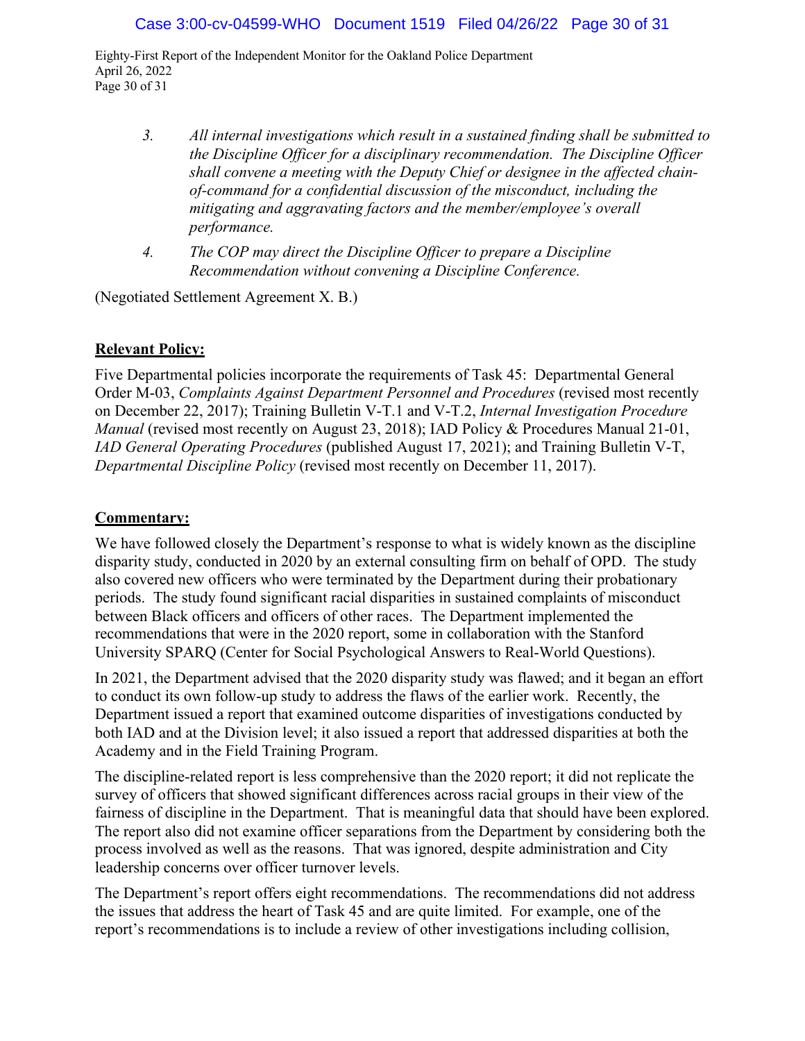3. *All internal investigations which result in a sustained finding shall be submitted to the Discipline Officer for a disciplinary recommendation. The Discipline Officer shall convene a meeting with the Deputy Chief or designee in the affected chain-of-command for a confidential discussion of the misconduct, including the mitigating and aggravating factors and the member/employee's overall performance.*
4. *The COP may direct the Discipline Officer to prepare a Discipline Recommendation without convening a Discipline Conference.*

(Negotiated Settlement Agreement X. B.)

**Relevant Policy:**

Five Departmental policies incorporate the requirements of Task 45: Departmental General Order M-03, *Complaints Against Department Personnel and Procedures* (revised most recently on December 22, 2017); Training Bulletin V-T.1 and V-T.2, *Internal Investigation Procedure Manual* (revised most recently on August 23, 2018); IAD Policy & Procedures Manual 21-01, *IAD General Operating Procedures* (published August 17, 2021); and Training Bulletin V-T, *Departmental Discipline Policy* (revised most recently on December 11, 2017).

**Commentary:**

We have followed closely the Department's response to what is widely known as the discipline disparity study, conducted in 2020 by an external consulting firm on behalf of OPD. The study also covered new officers who were terminated by the Department during their probationary periods. The study found significant racial disparities in sustained complaints of misconduct between Black officers and officers of other races. The Department implemented the recommendations that were in the 2020 report, some in collaboration with the Stanford University SPARQ (Center for Social Psychological Answers to Real-World Questions).

In 2021, the Department advised that the 2020 disparity study was flawed; and it began an effort to conduct its own follow-up study to address the flaws of the earlier work. Recently, the Department issued a report that examined outcome disparities of investigations conducted by both IAD and at the Division level; it also issued a report that addressed disparities at both the Academy and in the Field Training Program.

The discipline-related report is less comprehensive than the 2020 report; it did not replicate the survey of officers that showed significant differences across racial groups in their view of the fairness of discipline in the Department. That is meaningful data that should have been explored. The report also did not examine officer separations from the Department by considering both the process involved as well as the reasons. That was ignored, despite administration and City leadership concerns over officer turnover levels.

The Department's report offers eight recommendations. The recommendations did not address the issues that address the heart of Task 45 and are quite limited. For example, one of the report's recommendations is to include a review of other investigations including collision,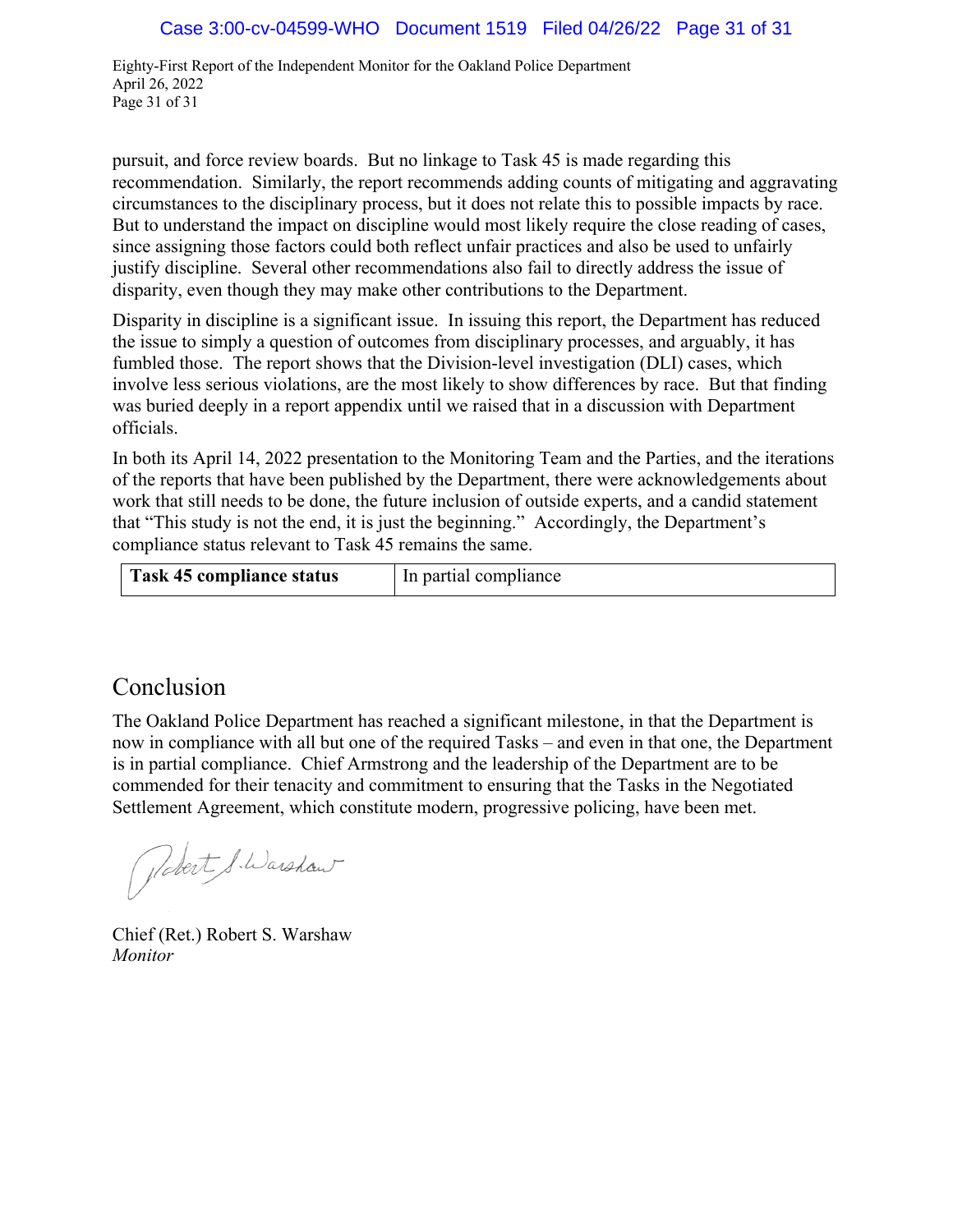pursuit, and force review boards. But no linkage to Task 45 is made regarding this recommendation. Similarly, the report recommends adding counts of mitigating and aggravating circumstances to the disciplinary process, but it does not relate this to possible impacts by race. But to understand the impact on discipline would most likely require the close reading of cases, since assigning those factors could both reflect unfair practices and also be used to unfairly justify discipline. Several other recommendations also fail to directly address the issue of disparity, even though they may make other contributions to the Department.

Disparity in discipline is a significant issue. In issuing this report, the Department has reduced the issue to simply a question of outcomes from disciplinary processes, and arguably, it has fumbled those. The report shows that the Division-level investigation (DLI) cases, which involve less serious violations, are the most likely to show differences by race. But that finding was buried deeply in a report appendix until we raised that in a discussion with Department officials.

In both its April 14, 2022 presentation to the Monitoring Team and the Parties, and the iterations of the reports that have been published by the Department, there were acknowledgements about work that still needs to be done, the future inclusion of outside experts, and a candid statement that "This study is not the end, it is just the beginning." Accordingly, the Department's compliance status relevant to Task 45 remains the same.

| | |
|---|---|
| **Task 45 compliance status** | In partial compliance |

## Conclusion

The Oakland Police Department has reached a significant milestone, in that the Department is now in compliance with all but one of the required Tasks – and even in that one, the Department is in partial compliance. Chief Armstrong and the leadership of the Department are to be commended for their tenacity and commitment to ensuring that the Tasks in the Negotiated Settlement Agreement, which constitute modern, progressive policing, have been met.

Robert S. Warshaw

Chief (Ret.) Robert S. Warshaw
*Monitor*